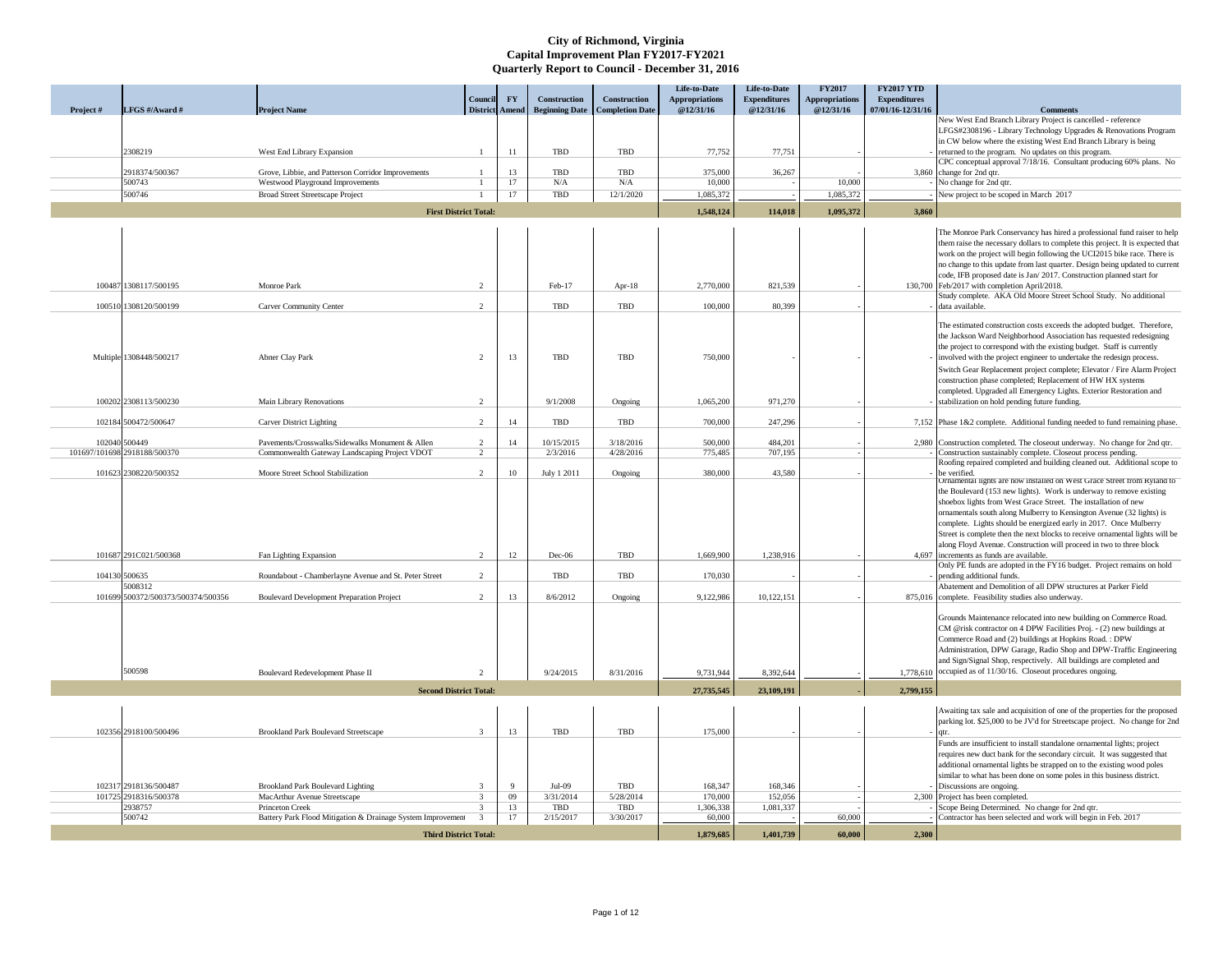# City of Richmond, Virginia
## Capital Improvement Plan FY2017-FY2021
### Quarterly Report to Council - December 31, 2016

| Project # | LFGS #/Award # | Project Name | Council District | FY Amend | Construction Beginning Date | Construction Completion Date | Life-to-Date Appropriations @12/31/16 | Life-to-Date Expenditures @12/31/16 | FY2017 Appropriations @12/31/16 | FY2017 YTD Expenditures 07/01/16-12/31/16 | Comments |
|---|---|---|---|---|---|---|---|---|---|---|---|
| | 2308219 | West End Library Expansion | 1 | 11 | TBD | TBD | 77,752 | 77,751 | - | - | New West End Branch Library Project is cancelled - reference LFGS#2308196 - Library Technology Upgrades & Renovations Program in CW below where the existing West End Branch Library is being returned to the program. No updates on this program. |
| | 2918374/500367 | Grove, Libbie, and Patterson Corridor Improvements | 1 | 13 | TBD | TBD | 375,000 | 36,267 | - | 3,860 | CPC conceptual approval 7/18/16. Consultant producing 60% plans. No change for 2nd qtr. |
| | 500743 | Westwood Playground Improvements | 1 | 17 | N/A | N/A | 10,000 | - | 10,000 | - | No change for 2nd qtr. |
| | 500746 | Broad Street Streetscape Project | 1 | 17 | TBD | 12/1/2020 | 1,085,372 | - | 1,085,372 | - | New project to be scoped in March 2017 |
| | | **First District Total:** | | | | | **1,548,124** | **114,018** | **1,095,372** | **3,860** | |
| 100487 | 1308117/500195 | Monroe Park | 2 | | Feb-17 | Apr-18 | 2,770,000 | 821,539 | - | 130,700 | The Monroe Park Conservancy has hired a professional fund raiser to help them raise the necessary dollars to complete this project. It is expected that work on the project will begin following the UCI2015 bike race. There is no change to this update from last quarter. Design being updated to current code, IFB proposed date is Jan/ 2017. Construction planned start for Feb/2017 with completion April/2018. |
| 100510 | 1308120/500199 | Carver Community Center | 2 | | TBD | TBD | 100,000 | 80,399 | - | - | Study complete. AKA Old Moore Street School Study. No additional data available. |
| Multiple | 1308448/500217 | Abner Clay Park | 2 | 13 | TBD | TBD | 750,000 | - | - | - | The estimated construction costs exceeds the adopted budget. Therefore, the Jackson Ward Neighborhood Association has requested redesigning the project to correspond with the existing budget. Staff is currently involved with the project engineer to undertake the redesign process. |
| 100202 | 2308113/500230 | Main Library Renovations | 2 | | 9/1/2008 | Ongoing | 1,065,200 | 971,270 | - | - | Switch Gear Replacement project complete; Elevator / Fire Alarm Project construction phase completed; Replacement of HW HX systems completed. Upgraded all Emergency Lights. Exterior Restoration and stabilization on hold pending future funding. |
| 102184 | 500472/500647 | Carver District Lighting | 2 | 14 | TBD | TBD | 700,000 | 247,296 | - | 7,152 | Phase 1&2 complete. Additional funding needed to fund remaining phase. |
| 102040 | 500449 | Pavements/Crosswalks/Sidewalks Monument & Allen | 2 | 14 | 10/15/2015 | 3/18/2016 | 500,000 | 484,201 | - | 2,980 | Construction completed. The closeout underway. No change for 2nd qtr. |
| 101697/101698 | 2918188/500370 | Commonwealth Gateway Landscaping Project VDOT | 2 | | 2/3/2016 | 4/28/2016 | 775,485 | 707,195 | - | - | Construction sustainably complete. Closeout process pending. |
| 101623 | 2308220/500352 | Moore Street School Stabilization | 2 | 10 | July 1 2011 | Ongoing | 380,000 | 43,580 | - | - | Roofing repaired completed and building cleaned out. Additional scope to be verified. |
| 101687 | 291C021/500368 | Fan Lighting Expansion | 2 | 12 | Dec-06 | TBD | 1,669,900 | 1,238,916 | - | 4,697 | Ornamental lights are now installed on West Grace Street from Ryland to the Boulevard (153 new lights). Work is underway to remove existing shoebox lights from West Grace Street. The installation of new ornamentals south along Mulberry to Kensington Avenue (32 lights) is complete. Lights should be energized early in 2017. Once Mulberry Street is complete then the next blocks to receive ornamental lights will be along Floyd Avenue. Construction will proceed in two to three block increments as funds are available. |
| 104130 | 500635 | Roundabout - Chamberlayne Avenue and St. Peter Street | 2 | | TBD | TBD | 170,030 | - | - | - | Only PE funds are adopted in the FY16 budget. Project remains on hold pending additional funds. |
| 101699 | 5008312 500372/500373/500374/500356 | Boulevard Development Preparation Project | 2 | 13 | 8/6/2012 | Ongoing | 9,122,986 | 10,122,151 | - | 875,016 | Abatement and Demolition of all DPW structures at Parker Field complete. Feasibility studies also underway. |
| | 500598 | Boulevard Redevelopment Phase II | 2 | | 9/24/2015 | 8/31/2016 | 9,731,944 | 8,392,644 | - | 1,778,610 | Grounds Maintenance relocated into new building on Commerce Road. CM @risk contractor on 4 DPW Facilities Proj. - (2) new buildings at Commerce Road and (2) buildings at Hopkins Road. : DPW Administration, DPW Garage, Radio Shop and DPW-Traffic Engineering and Sign/Signal Shop, respectively. All buildings are completed and occupied as of 11/30/16. Closeout procedures ongoing. |
| | | **Second District Total:** | | | | | **27,735,545** | **23,109,191** | **-** | **2,799,155** | |
| 102356 | 2918100/500496 | Brookland Park Boulevard Streetscape | 3 | 13 | TBD | TBD | 175,000 | - | - | - | Awaiting tax sale and acquisition of one of the properties for the proposed parking lot. $25,000 to be JV'd for Streetscape project. No change for 2nd qtr. |
| 102317 | 2918136/500487 | Brookland Park Boulevard Lighting | 3 | 9 | Jul-09 | TBD | 168,347 | 168,346 | - | - | Funds are insufficient to install standalone ornamental lights; project requires new duct bank for the secondary circuit. It was suggested that additional ornamental lights be strapped on to the existing wood poles similar to what has been done on some poles in this business district. Discussions are ongoing. |
| 101725 | 2918316/500378 | MacArthur Avenue Streetscape | 3 | 09 | 3/31/2014 | 5/28/2014 | 170,000 | 152,056 | - | 2,300 | Project has been completed. |
| | 2938757 | Princeton Creek | 3 | 13 | TBD | TBD | 1,306,338 | 1,081,337 | - | - | Scope Being Determined. No change for 2nd qtr. |
| | 500742 | Battery Park Flood Mitigation & Drainage System Improvement | 3 | 17 | 2/15/2017 | 3/30/2017 | 60,000 | - | 60,000 | - | Contractor has been selected and work will begin in Feb. 2017 |
| | | **Third District Total:** | | | | | **1,879,685** | **1,401,739** | **60,000** | **2,300** | |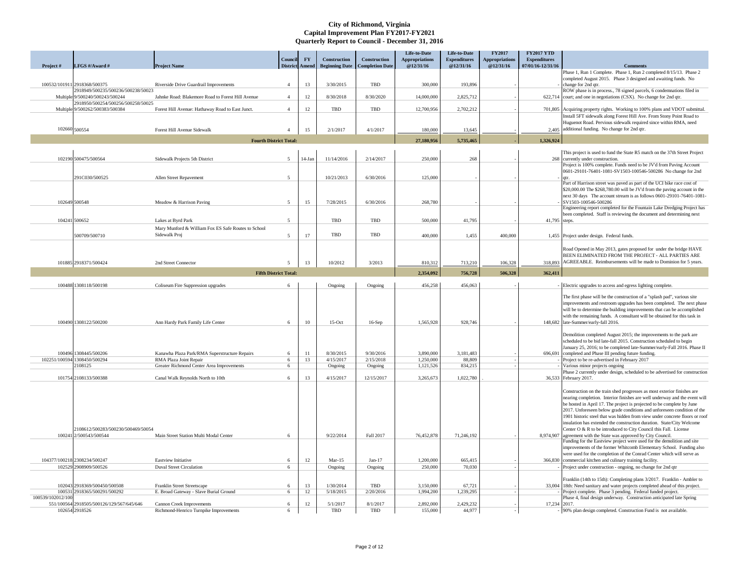# City of Richmond, Virginia
## Capital Improvement Plan FY2017-FY2021
### Quarterly Report to Council - December 31, 2016

| Project # | LFGS #/Award # | Project Name | Council District | FY Amend | Construction Beginning Date | Construction Completion Date | Life-to-Date Appropriations @12/31/16 | Life-to-Date Expenditures @12/31/16 | FY2017 Appropriations @12/31/16 | FY2017 YTD Expenditures 07/01/16-12/31/16 | Comments |
|---|---|---|---|---|---|---|---|---|---|---|---|
| 100532/101911 | 2918368/500375 | Riverside Drive Guardrail Improvements | 4 | 13 | 3/30/2015 | TBD | 300,000 | 193,896 | - | - | Phase 1, Run 1 Complete. Phase 1, Run 2 completed 8/15/13. Phase 2 completed August 2015. Phase 3 designed and awaiting funds. No change for 2nd qtr. |
| Multiple | 2918949/500235/500236/500238/500239/500240/500243/500244 | Jahnke Road: Blakemore Road to Forest Hill Avenue | 4 | 12 | 8/30/2018 | 8/30/2020 | 14,000,000 | 2,825,712 | - | 622,714 | ROW phase is in process., 78 signed parcels, 6 condemnations filed in court; and one in negotiations (CSX). No change for 2nd qtr. |
| Multiple | 2918950/500254/500256/500258/500259/500262/500383/500384 | Forest Hill Avenue: Hathaway Road to East Junct. | 4 | 12 | TBD | TBD | 12,700,956 | 2,702,212 | - | 701,805 | Acquiring property rights. Working to 100% plans and VDOT submittal. |
| 102660 | 500554 | Forest Hill Avenue Sidewalk | 4 | 15 | 2/1/2017 | 4/1/2017 | 180,000 | 13,645 | - | 2,405 | Install 5FT sidewalk along Forest Hill Ave. From Stony Point Road to Huguenot Road. Pervious sidewalk required since within RMA, need additional funding. No change for 2nd qtr. |
| | | **Fourth District Total:** | | | | | **27,180,956** | **5,735,465** | **-** | **1,326,924** | |
| 102190 | 500475/500564 | Sidewalk Projects 5th District | 5 | 14-Jan | 11/14/2016 | 2/14/2017 | 250,000 | 268 | - | 268 | This project is used to fund the State R5 match on the 37th Street Project currently under construction. |
| | 291C030/500525 | Allen Street Repavement | 5 | | 10/21/2013 | 6/30/2016 | 125,000 | - | - | - | Project is 100% complete. Funds need to be JV'd from Paving Account 0601-29101-76401-1081-SV1503-100546-500286 No change for 2nd qtr. |
| 102649 | 500548 | Meadow & Harrison Paving | 5 | 15 | 7/28/2015 | 6/30/2016 | 268,780 | - | - | - | Part of Harrison street was paved as part of the UCI bike race cost of $20,000.00 The $268,780.00 will be JV'd from the paving account in the next 30 days The account stream is as follows 0601-29101-76401-1081-SV1503-100546-500286 |
| 104241 | 500652 | Lakes at Byrd Park | 5 | | TBD | TBD | 500,000 | 41,795 | - | 41,795 | Engineering report completed for the Fountain Lake Dredging Project has been completed. Staff is reviewing the document and determining next steps. |
| | 500709/500710 | Mary Munford & William Fox ES Safe Routes to School Sidewalk Proj | 5 | 17 | TBD | TBD | 400,000 | 1,455 | 400,000 | 1,455 | Project under design. Federal funds. |
| 101885 | 2918371/500424 | 2nd Street Connector | 5 | 13 | 10/2012 | 3/2013 | 810,312 | 713,210 | 106,328 | 318,893 | Road Opened in May 2013, gates proposed for under the bridge HAVE BEEN ELIMINATED FROM THE PROJECT - ALL PARTIES ARE AGREEABLE. Reimbursements will be made to Dominion for 5 years. |
| | | **Fifth District Total:** | | | | | **2,354,092** | **756,728** | **506,328** | **362,411** | |
| 100488 | 1308118/500198 | Coliseum Fire Suppression upgrades | 6 | | Ongoing | Ongoing | 456,258 | 456,063 | - | - | Electric upgrades to access and egress lighting complete. |
| 100490 | 1308122/500200 | Ann Hardy Park Family Life Center | 6 | 10 | 15-Oct | 16-Sep | 1,565,928 | 928,746 | - | 148,682 | The first phase will be the construction of a "splash pad", various site improvements and restroom upgrades has been completed. The next phase will be to determine the building improvements that can be accomplished with the remaining funds. A consultant will be obtained for this task in late-Summer/early-fall 2016. |
| 100496 | 1308445/500206 | Kanawha Plaza Park/RMA Superstructure Repairs | 6 | 11 | 8/30/2015 | 9/30/2016 | 3,890,000 | 3,181,483 | - | 696,691 | Demolition completed August 2015; the improvements to the park are scheduled to be bid late-fall 2015. Construction scheduled to begin January 25, 2016; to be completed late-Summer/early-Fall 2016. Phase II completed and Phase III pending future funding. |
| 102251/100594 | 1308450/500294 | RMA Plaza Joint Repair | 6 | 13 | 4/15/2017 | 2/15/2018 | 1,250,000 | 88,809 | - | - | Project to be re-advertised in February 2017 |
| | 2108125 | Greater Richmond Center Area Improvements | 6 | | Ongoing | Ongoing | 1,121,526 | 834,215 | - | - | Various minor projects ongoing |
| 101754 | 2108133/500388 | Canal Walk Reynolds North to 10th | 6 | 13 | 4/15/2017 | 12/15/2017 | 3,265,673 | 1,022,780 | . | 36,533 | Phase 2 currently under design, scheduled to be advertised for construction February 2017. |
| 100241 | 2108612/500283/500230/500469/500542/500543/500544 | Main Street Station Multi Modal Center | 6 | | 9/22/2014 | Fall 2017 | 76,452,878 | 71,246,192 | - | 8,974,907 | Construction on the train shed progresses as most exterior finishes are nearing completion. Interior finishes are well underway and the event will be hosted in April 17. The project is projected to be complete by June 2017. Unforeseen below grade conditions and unforeseen condition of the 1901 historic steel that was hidden from view under concrete floors or roof insulation has extended the construction duration. State/City Welcome Center O & R to be introduced to City Council this Fall. License agreement with the State was approved by City Council. |
| 104377/100218 | 2308234/500247 | Eastview Initiative | 6 | 12 | Mar-15 | Jan-17 | 1,200,000 | 665,415 | - | 366,830 | Funding for the Eastview project were used for the demolition and site improvements of the former Whitcomb Elementary School. Funding also were used for the completion of the Conrad Center which will serve as commercial kitchen and culinary training facility. |
| 102529 | 2908909/500526 | Duval Street Circulation | 6 | | Ongoing | Ongoing | 250,000 | 70,030 | - | - | Project under construction - ongoing, no change for 2nd qtr |
| 102043 | 2918369/500450/500508 | Franklin Street Streetscape | 6 | 13 | 1/30/2014 | TBD | 3,150,000 | 67,721 | - | 33,004 | Franklin (14th to 15th): Completing plans 3/2017. Franklin - Ambler to 18th: Need sanitary and water projects completed ahead of this project. |
| 100531 | 2918365/500291/500292 | E. Broad Gateway - Slave Burial Ground | 6 | 12 | 5/18/2015 | 2/20/2016 | 1,994,200 | 1,239,295 | - | - | Project complete. Phase 3 pending. Federal funded project. |
| 100539/102012/100551/100564 | 2918505/500126/129/567/645/646 | Cannon Creek Improvements | 6 | 12 | 5/1/2017 | 8/1/2017 | 2,892,000 | 2,429,232 | - | 17,234 | Phase 4, final design underway. Construction anticipated late Spring 2017. |
| 102654 | 2918526 | Richmond-Henrico Turnpike Improvements | 6 | | TBD | TBD | 155,000 | 44,977 | - | - | 90% plan design completed. Construction Fund is not available. |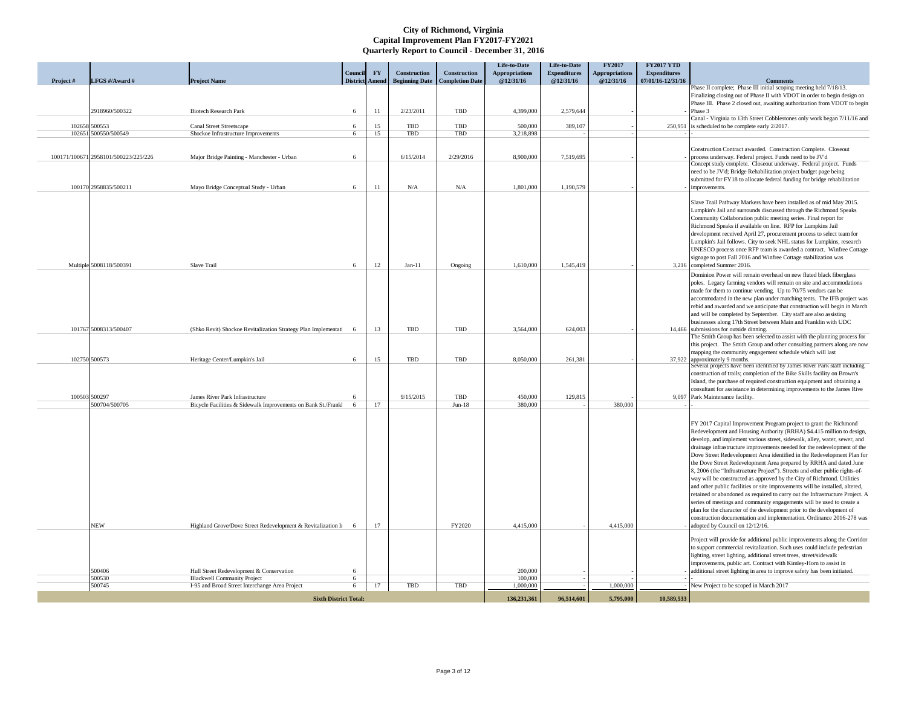# City of Richmond, Virginia
## Capital Improvement Plan FY2017-FY2021
### Quarterly Report to Council - December 31, 2016

| Project # | LFGS #/Award # | Project Name | Council District | FY Amend | Construction Beginning Date | Construction Completion Date | Life-to-Date Appropriations @12/31/16 | Life-to-Date Expenditures @12/31/16 | FY2017 Appropriations @12/31/16 | FY2017 YTD Expenditures 07/01/16-12/31/16 | Comments |
|---|---|---|---|---|---|---|---|---|---|---|---|
| | 2918960/500322 | Biotech Research Park | 6 | 11 | 2/23/2011 | TBD | 4,399,000 | 2,579,644 | - | - | Phase II complete; Phase III initial scoping meeting held 7/18/13. Finalizing closing out of Phase II with VDOT in order to begin design on Phase III. Phase 2 closed out, awaiting authorization from VDOT to begin Phase 3 |
| 102658 | 500553 | Canal Street Streetscape | 6 | 15 | TBD | TBD | 500,000 | 389,107 | - | 250,951 | Canal - Virginia to 13th Street Cobblestones only work began 7/11/16 and is scheduled to be complete early 2/2017. |
| 102651 | 500550/500549 | Shockoe Infrastructure Improvements | 6 | 15 | TBD | TBD | 3,218,898 | - | - | - | - |
| 100171/100671 | 2958101/500223/225/226 | Major Bridge Painting - Manchester - Urban | 6 | | 6/15/2014 | 2/29/2016 | 8,900,000 | 7,519,695 | - | - | Construction Contract awarded. Construction Complete. Closeout process underway. Federal project. Funds need to be JV'd |
| 100170 | 2958835/500211 | Mayo Bridge Conceptual Study - Urban | 6 | 11 | N/A | N/A | 1,801,000 | 1,190,579 | - | - | Concept study complete. Closeout underway. Federal project. Funds need to be JV'd; Bridge Rehabilitation project budget page being submitted for FY18 to allocate federal funding for bridge rehabilitation improvements. |
| Multiple | 5008118/500391 | Slave Trail | 6 | 12 | Jan-11 | Ongoing | 1,610,000 | 1,545,419 | - | 3,216 | Slave Trail Pathway Markers have been installed as of mid May 2015. Lumpkin's Jail and surrounds discussed through the Richmond Speaks Community Collaboration public meeting series. Final report for Richmond Speaks if available on line. RFP for Lumpkins Jail development received April 27, procurement process to select team for Lumpkin's Jail follows. City to seek NHL status for Lumpkins, research UNESCO process once RFP team is awarded a contract. Winfree Cottage signage to post Fall 2016 and Winfree Cottage stabilization was completed Summer 2016. |
| 101767 | 5008313/500407 | (Shko Revit) Shockoe Revitalization Strategy Plan Implementati | 6 | 13 | TBD | TBD | 3,564,000 | 624,003 | - | 14,466 | Dominion Power will remain overhead on new fluted black fiberglass poles. Legacy farming vendors will remain on site and accommodations made for them to continue vending. Up to 70/75 vendors can be accommodated in the new plan under matching tents. The IFB project was rebid and awarded and we anticipate that construction will begin in March and will be completed by September. City staff are also assisting businesses along 17th Street between Main and Franklin with UDC submissions for outside dinning. |
| 102750 | 500573 | Heritage Center/Lumpkin's Jail | 6 | 15 | TBD | TBD | 8,050,000 | 261,381 | - | 37,922 | The Smith Group has been selected to assist with the planning process for this project. The Smith Group and other consulting partners along are now mapping the community engagement schedule which will last approximately 9 months. |
| 100503 | 500297 | James River Park Infrastructure | 6 | | 9/15/2015 | TBD | 450,000 | 129,815 | - | 9,097 | Several projects have been identified by James River Park staff including construction of trails; completion of the Bike Skills facility on Brown's Island, the purchase of required construction equipment and obtaining a consultant for assistance in determining improvements to the James Rive Park Maintenance facility. |
| | 500704/500705 | Bicycle Facilities & Sidewalk Improvements on Bank St./Frankl | 6 | 17 | | Jun-18 | 380,000 | - | 380,000 | - | - |
| | NEW | Highland Grove/Dove Street Redevelopment & Revitalization I | 6 | 17 | | FY2020 | 4,415,000 | - | 4,415,000 | - | FY 2017 Capital Improvement Program project to grant the Richmond Redevelopment and Housing Authority (RRHA) $4.415 million to design, develop, and implement various street, sidewalk, alley, water, sewer, and drainage infrastructure improvements needed for the redevelopment of the Dove Street Redevelopment Area identified in the Redevelopment Plan for the Dove Street Redevelopment Area prepared by RRHA and dated June 8, 2006 (the "Infrastructure Project"). Streets and other public rights-of-way will be constructed as approved by the City of Richmond. Utilities and other public facilities or site improvements will be installed, altered, retained or abandoned as required to carry out the Infrastructure Project. A series of meetings and community engagements will be used to create a plan for the character of the development prior to the development of construction documentation and implementation. Ordinance 2016-278 was adopted by Council on 12/12/16. |
| | 500406 | Hull Street Redevelopment & Conservation | 6 | | | | 200,000 | - | - | - | Project will provide for additional public improvements along the Corridor to support commercial revitalization. Such uses could include pedestrian lighting, street lighting, additional street trees, street/sidewalk improvements, public art. Contract with Kimley-Horn to assist in additional street lighting in area to improve safety has been initiated. |
| | 500530 | Blackwell Community Project | 6 | | | | 100,000 | - | - | - | - |
| | 500745 | I-95 and Broad Street Interchange Area Project | 6 | 17 | TBD | TBD | 1,000,000 | - | 1,000,000 | - | New Project to be scoped in March 2017 |
| | | **Sixth District Total:** | | | | | **136,231,361** | **96,514,601** | **5,795,000** | **10,589,533** | |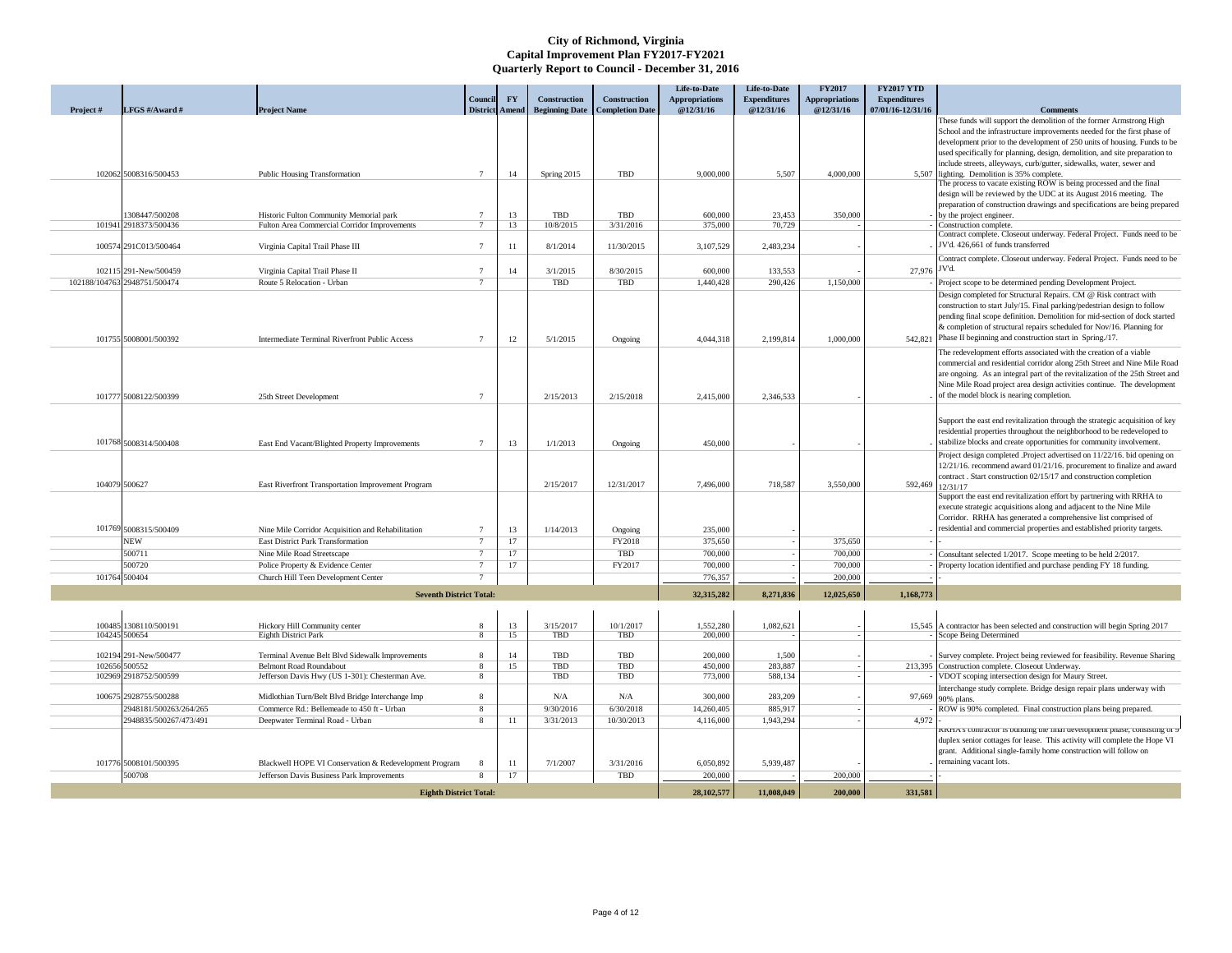# City of Richmond, Virginia
## Capital Improvement Plan FY2017-FY2021
### Quarterly Report to Council - December 31, 2016

| Project # | LFGS #/Award # | Project Name | Council District | FY Amend | Construction Beginning Date | Construction Completion Date | Life-to-Date Appropriations @12/31/16 | Life-to-Date Expenditures @12/31/16 | FY2017 Appropriations @12/31/16 | FY2017 YTD Expenditures 07/01/16-12/31/16 | Comments |
|---|---|---|---|---|---|---|---|---|---|---|---|
| 102062 | 5008316/500453 | Public Housing Transformation | 7 | 14 | Spring 2015 | TBD | 9,000,000 | 5,507 | 4,000,000 | 5,507 | These funds will support the demolition of the former Armstrong High School and the infrastructure improvements needed for the first phase of development prior to the development of 250 units of housing. Funds to be used specifically for planning, design, demolition, and site preparation to include streets, alleyways, curb/gutter, sidewalks, water, sewer and lighting. Demolition is 35% complete. |
| | 1308447/500208 | Historic Fulton Community Memorial park | 7 | 13 | TBD | TBD | 600,000 | 23,453 | 350,000 | - | The process to vacate existing ROW is being processed and the final design will be reviewed by the UDC at its August 2016 meeting. The preparation of construction drawings and specifications are being prepared by the project engineer. |
| 101941 | 2918373/500436 | Fulton Area Commercial Corridor Improvements | 7 | 13 | 10/8/2015 | 3/31/2016 | 375,000 | 70,729 | - | - | Construction complete. |
| 100574 | 291C013/500464 | Virginia Capital Trail Phase III | 7 | 11 | 8/1/2014 | 11/30/2015 | 3,107,529 | 2,483,234 | - | - | Contract complete. Closeout underway. Federal Project. Funds need to be JV'd. 426,661 of funds transferred |
| 102115 | 291-New/500459 | Virginia Capital Trail Phase II | 7 | 14 | 3/1/2015 | 8/30/2015 | 600,000 | 133,553 | - | 27,976 | Contract complete. Closeout underway. Federal Project. Funds need to be JV'd. |
| 102188/104763 | 2948751/500474 | Route 5 Relocation - Urban | 7 | | TBD | TBD | 1,440,428 | 290,426 | 1,150,000 | - | Project scope to be determined pending Development Project. |
| 101755 | 5008001/500392 | Intermediate Terminal Riverfront Public Access | 7 | 12 | 5/1/2015 | Ongoing | 4,044,318 | 2,199,814 | 1,000,000 | 542,821 | Design completed for Structural Repairs. CM @ Risk contract with construction to start July/15. Final parking/pedestrian design to follow pending final scope definition. Demolition for mid-section of dock started & completion of structural repairs scheduled for Nov/16. Planning for Phase II beginning and construction start in Spring./17. |
| 101777 | 5008122/500399 | 25th Street Development | 7 | | 2/15/2013 | 2/15/2018 | 2,415,000 | 2,346,533 | - | - | The redevelopment efforts associated with the creation of a viable commercial and residential corridor along 25th Street and Nine Mile Road are ongoing. As an integral part of the revitalization of the 25th Street and Nine Mile Road project area design activities continue. The development of the model block is nearing completion. |
| 101768 | 5008314/500408 | East End Vacant/Blighted Property Improvements | 7 | 13 | 1/1/2013 | Ongoing | 450,000 | - | - | - | Support the east end revitalization through the strategic acquisition of key residential properties throughout the neighborhood to be redeveloped to stabilize blocks and create opportunities for community involvement. |
| 104079 | 500627 | East Riverfront Transportation Improvement Program | | | 2/15/2017 | 12/31/2017 | 7,496,000 | 718,587 | 3,550,000 | 592,469 | Project design completed .Project advertised on 11/22/16. bid opening on 12/21/16. recommend award 01/21/16. procurement to finalize and award contract . Start construction 02/15/17 and construction completion 12/31/17 |
| 101769 | 5008315/500409 | Nine Mile Corridor Acquisition and Rehabilitation | 7 | 13 | 1/14/2013 | Ongoing | 235,000 | - | | - | Support the east end revitalization effort by partnering with RRHA to execute strategic acquisitions along and adjacent to the Nine Mile Corridor. RRHA has generated a comprehensive list comprised of residential and commercial properties and established priority targets. |
| | NEW | East District Park Transformation | 7 | 17 | | FY2018 | 375,650 | - | 375,650 | - | - |
| | 500711 | Nine Mile Road Streetscape | 7 | 17 | | TBD | 700,000 | - | 700,000 | - | Consultant selected 1/2017. Scope meeting to be held 2/2017. |
| | 500720 | Police Property & Evidence Center | 7 | 17 | | FY2017 | 700,000 | - | 700,000 | - | Property location identified and purchase pending FY 18 funding. |
| 101764 | 500404 | Church Hill Teen Development Center | 7 | | | | 776,357 | - | 200,000 | - | - |
| | | **Seventh District Total:** | | | | | **32,315,282** | **8,271,836** | **12,025,650** | **1,168,773** | |
| 100485 | 1308110/500191 | Hickory Hill Community center | 8 | 13 | 3/15/2017 | 10/1/2017 | 1,552,280 | 1,082,621 | - | 15,545 | A contractor has been selected and construction will begin Spring 2017 |
| 104245 | 500654 | Eighth District Park | 8 | 15 | TBD | TBD | 200,000 | - | - | - | Scope Being Determined |
| 102194 | 291-New/500477 | Terminal Avenue Belt Blvd Sidewalk Improvements | 8 | 14 | TBD | TBD | 200,000 | 1,500 | - | - | Survey complete. Project being reviewed for feasibility. Revenue Sharing |
| 102656 | 500552 | Belmont Road Roundabout | 8 | 15 | TBD | TBD | 450,000 | 283,887 | - | 213,395 | Construction complete. Closeout Underway. |
| 102969 | 2918752/500599 | Jefferson Davis Hwy (US 1-301): Chesterman Ave. | 8 | | TBD | TBD | 773,000 | 588,134 | - | - | VDOT scoping intersection design for Maury Street. |
| 100675 | 2928755/500288 | Midlothian Turn/Belt Blvd Bridge Interchange Imp | 8 | | N/A | N/A | 300,000 | 283,209 | - | 97,669 | Interchange study complete. Bridge design repair plans underway with 90% plans. |
| | 2948181/500263/264/265 | Commerce Rd.: Bellemeade to 450 ft - Urban | 8 | | 9/30/2016 | 6/30/2018 | 14,260,405 | 885,917 | - | - | ROW is 90% completed. Final construction plans being prepared. |
| | 2948835/500267/473/491 | Deepwater Terminal Road - Urban | 8 | 11 | 3/31/2013 | 10/30/2013 | 4,116,000 | 1,943,294 | - | 4,972 | - |
| 101776 | 5008101/500395 | Blackwell HOPE VI Conservation & Redevelopment Program | 8 | 11 | 7/1/2007 | 3/31/2016 | 6,050,892 | 5,939,487 | | - | RRHA's contractor is building the final development phase, consisting of 9 duplex senior cottages for lease. This activity will complete the Hope VI grant. Additional single-family home construction will follow on remaining vacant lots. |
| | 500708 | Jefferson Davis Business Park Improvements | 8 | 17 | | TBD | 200,000 | - | 200,000 | - | - |
| | | **Eighth District Total:** | | | | | **28,102,577** | **11,008,049** | **200,000** | **331,581** | |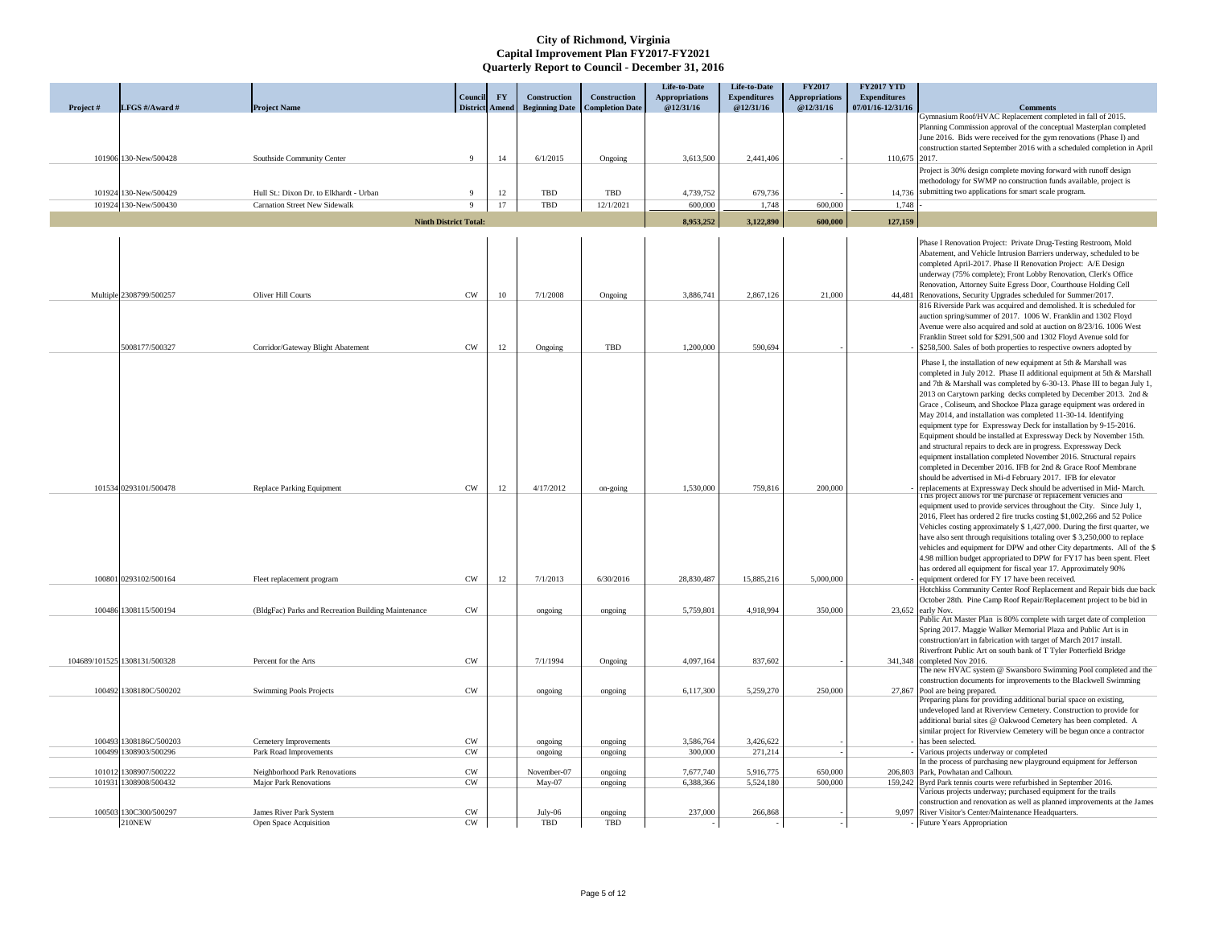# City of Richmond, Virginia
## Capital Improvement Plan FY2017-FY2021
## Quarterly Report to Council - December 31, 2016

| Project # | LFGS #/Award # | Project Name | Council District | FY Amend | Construction Beginning Date | Construction Completion Date | Life-to-Date Appropriations @12/31/16 | Life-to-Date Expenditures @12/31/16 | FY2017 Appropriations @12/31/16 | FY2017 YTD Expenditures 07/01/16-12/31/16 | Comments |
|---|---|---|---|---|---|---|---|---|---|---|---|
| 101906 | 130-New/500428 | Southside Community Center | 9 | 14 | 6/1/2015 | Ongoing | 3,613,500 | 2,441,406 | - | 110,675 | Gymnasium Roof/HVAC Replacement completed in fall of 2015. Planning Commission approval of the conceptual Masterplan completed June 2016. Bids were received for the gym renovations (Phase I) and construction started September 2016 with a scheduled completion in April 2017. |
| 101924 | 130-New/500429 | Hull St.: Dixon Dr. to Elkhardt - Urban | 9 | 12 | TBD | TBD | 4,739,752 | 679,736 | - | 14,736 | Project is 30% design complete moving forward with runoff design methodology for SWMP no construction funds available, project is submitting two applications for smart scale program. |
| 101924 | 130-New/500430 | Carnation Street New Sidewalk | 9 | 17 | TBD | 12/1/2021 | 600,000 | 1,748 | 600,000 | 1,748 | - |
| | | **Ninth District Total:** | | | | | **8,953,252** | **3,122,890** | **600,000** | **127,159** | |
| Multiple | 2308799/500257 | Oliver Hill Courts | CW | 10 | 7/1/2008 | Ongoing | 3,886,741 | 2,867,126 | 21,000 | 44,481 | Phase I Renovation Project: Private Drug-Testing Restroom, Mold Abatement, and Vehicle Intrusion Barriers underway, scheduled to be completed April-2017. Phase II Renovation Project: A/E Design underway (75% complete); Front Lobby Renovation, Clerk's Office Renovation, Attorney Suite Egress Door, Courthouse Holding Cell Renovations, Security Upgrades scheduled for Summer/2017. |
| | 5008177/500327 | Corridor/Gateway Blight Abatement | CW | 12 | Ongoing | TBD | 1,200,000 | 590,694 | - | - | 816 Riverside Park was acquired and demolished. It is scheduled for auction spring/summer of 2017. 1006 W. Franklin and 1302 Floyd Avenue were also acquired and sold at auction on 8/23/16. 1006 West Franklin Street sold for $291,500 and 1302 Floyd Avenue sold for $258,500. Sales of both properties to respective owners adopted by |
| 101534 | 0293101/500478 | Replace Parking Equipment | CW | 12 | 4/17/2012 | on-going | 1,530,000 | 759,816 | 200,000 | - | Phase I, the installation of new equipment at 5th & Marshall was completed in July 2012. Phase II additional equipment at 5th & Marshall and 7th & Marshall was completed by 6-30-13. Phase III to began July 1, 2013 on Carytown parking decks completed by December 2013. 2nd & Grace , Coliseum, and Shockoe Plaza garage equipment was ordered in May 2014, and installation was completed 11-30-14. Identifying equipment type for Expressway Deck for installation by 9-15-2016. Equipment should be installed at Expressway Deck by November 15th. and structural repairs to deck are in progress. Expressway Deck equipment installation completed November 2016. Structural repairs completed in December 2016. IFB for 2nd & Grace Roof Membrane should be advertised in Mi-d February 2017. IFB for elevator replacements at Expressway Deck should be advertised in Mid- March. |
| 100801 | 0293102/500164 | Fleet replacement program | CW | 12 | 7/1/2013 | 6/30/2016 | 28,830,487 | 15,885,216 | 5,000,000 | - | This project allows for the purchase of replacement vehicles and equipment used to provide services throughout the City. Since July 1, 2016, Fleet has ordered 2 fire trucks costing $1,002,266 and 52 Police Vehicles costing approximately $ 1,427,000. During the first quarter, we have also sent through requisitions totaling over $ 3,250,000 to replace vehicles and equipment for DPW and other City departments. All of the $ 4.98 million budget appropriated to DPW for FY17 has been spent. Fleet has ordered all equipment for fiscal year 17. Approximately 90% equipment ordered for FY 17 have been received. |
| 100486 | 1308115/500194 | (BldgFac) Parks and Recreation Building Maintenance | CW | | ongoing | ongoing | 5,759,801 | 4,918,994 | 350,000 | 23,652 | Hotchkiss Community Center Roof Replacement and Repair bids due back October 28th. Pine Camp Roof Repair/Replacement project to be bid in early Nov. |
| 104689/101525 | 1308131/500328 | Percent for the Arts | CW | | 7/1/1994 | Ongoing | 4,097,164 | 837,602 | - | 341,348 | Public Art Master Plan is 80% complete with target date of completion Spring 2017. Maggie Walker Memorial Plaza and Public Art is in construction/art in fabrication with target of March 2017 install. Riverfront Public Art on south bank of T Tyler Potterfield Bridge completed Nov 2016. |
| 100492 | 1308180C/500202 | Swimming Pools Projects | CW | | ongoing | ongoing | 6,117,300 | 5,259,270 | 250,000 | 27,867 | The new HVAC system @ Swansboro Swimming Pool completed and the construction documents for improvements to the Blackwell Swimming Pool are being prepared. |
| 100493 | 1308186C/500203 | Cemetery Improvements | CW | | ongoing | ongoing | 3,586,764 | 3,426,622 | - | - | Preparing plans for providing additional burial space on existing, undeveloped land at Riverview Cemetery. Construction to provide for additional burial sites @ Oakwood Cemetery has been completed. A similar project for Riverview Cemetery will be begun once a contractor has been selected. |
| 100499 | 1308903/500296 | Park Road Improvements | CW | | ongoing | ongoing | 300,000 | 271,214 | - | - | Various projects underway or completed |
| 101012 | 1308907/500222 | Neighborhood Park Renovations | CW | | November-07 | ongoing | 7,677,740 | 5,916,775 | 650,000 | 206,803 | In the process of purchasing new playground equipment for Jefferson Park, Powhatan and Calhoun. |
| 101931 | 1308908/500432 | Major Park Renovations | CW | | May-07 | ongoing | 6,388,366 | 5,524,180 | 500,000 | 159,242 | Byrd Park tennis courts were refurbished in September 2016. |
| 100503 | 130C300/500297 | James River Park System | CW | | July-06 | ongoing | 237,000 | 266,868 | - | 9,097 | Various projects underway; purchased equipment for the trails construction and renovation as well as planned improvements at the James River Visitor's Center/Maintenance Headquarters. |
| | 210NEW | Open Space Acquisition | CW | | TBD | TBD | - | - | - | - | Future Years Appropriation |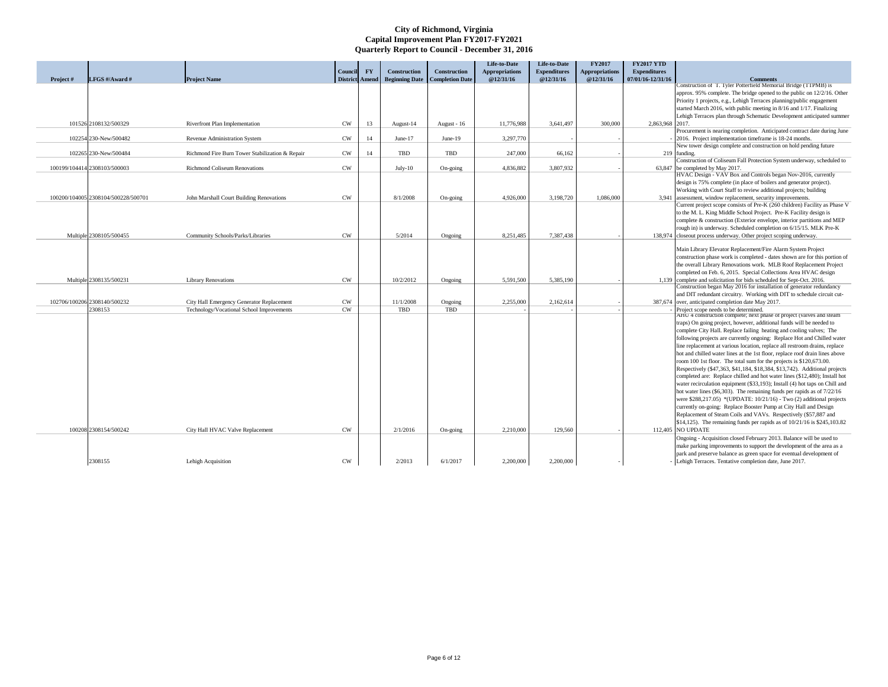# City of Richmond, Virginia
## Capital Improvement Plan FY2017-FY2021
## Quarterly Report to Council - December 31, 2016

| Project # | LFGS #/Award # | Project Name | Council District | FY Amend | Construction Beginning Date | Construction Completion Date | Life-to-Date Appropriations @12/31/16 | Life-to-Date Expenditures @12/31/16 | FY2017 Appropriations @12/31/16 | FY2017 YTD Expenditures 07/01/16-12/31/16 | Comments |
|---|---|---|---|---|---|---|---|---|---|---|---|
| 101526 | 2108132/500329 | Riverfront Plan Implementation | CW | 13 | August-14 | August - 16 | 11,776,988 | 3,641,497 | 300,000 | 2,863,968 | Construction of T. Tyler Potterfield Memorial Bridge (TTPMB) is approx. 95% complete. The bridge opened to the public on 12/2/16. Other Priority 1 projects, e.g., Lehigh Terraces planning/public engagement started March 2016, with public meeting in 8/16 and 1/17. Finalizing Lehigh Terraces plan through Schematic Development anticipated summer 2017. |
| 102254 | 230-New/500482 | Revenue Administration System | CW | 14 | June-17 | June-19 | 3,297,770 | - | - | - | Procurement is nearing completion. Anticipated contract date during June 2016. Project implementation timeframe is 18-24 months. |
| 102265 | 230-New/500484 | Richmond Fire Burn Tower Stabilization & Repair | CW | 14 | TBD | TBD | 247,000 | 66,162 | - | 219 | New tower design complete and construction on hold pending future funding. |
| 100199/104414 | 2308103/500003 | Richmond Coliseum Renovations | CW | | July-10 | On-going | 4,836,882 | 3,807,932 | - | 63,847 | Construction of Coliseum Fall Protection System underway, scheduled to be completed by May 2017. |
| 100200/104005 | 2308104/500228/500701 | John Marshall Court Building Renovations | CW | | 8/1/2008 | On-going | 4,926,000 | 3,198,720 | 1,086,000 | 3,941 | HVAC Design - VAV Box and Controls began Nov-2016, currently design is 75% complete (in place of boilers and generator project). Working with Court Staff to review additional projects; building assessment, window replacement, security improvements. |
| Multiple | 2308105/500455 | Community Schools/Parks/Libraries | CW | | 5/2014 | Ongoing | 8,251,485 | 7,387,438 | - | 138,974 | Current project scope consists of Pre-K (260 children) Facility as Phase V to the M. L. King Middle School Project. Pre-K Facility design is complete & construction (Exterior envelope, interior partitions and MEP rough in) is underway. Scheduled completion on 6/15/15. MLK Pre-K closeout process underway. Other project scoping underway. |
| Multiple | 2308135/500231 | Library Renovations | CW | | 10/2/2012 | Ongoing | 5,591,500 | 5,385,190 | - | 1,139 | Main Library Elevator Replacement/Fire Alarm System Project construction phase work is completed - dates shown are for this portion of the overall Library Renovations work. MLB Roof Replacement Project completed on Feb. 6, 2015. Special Collections Area HVAC design complete and solicitation for bids scheduled for Sept-Oct. 2016. |
| 102706/100206 | 2308140/500232 | City Hall Emergency Generator Replacement | CW | | 11/1/2008 | Ongoing | 2,255,000 | 2,162,614 | - | 387,674 | Construction began May 2016 for installation of generator redundancy and DIT redundant circuitry. Working with DIT to schedule circuit cut-over, anticipated completion date May 2017. |
| | 2308153 | Technology/Vocational School Improvements | CW | | TBD | TBD | - | - | - | - | Project scope needs to be determined. |
| 100208 | 2308154/500242 | City Hall HVAC Valve Replacement | CW | | 2/1/2016 | On-going | 2,210,000 | 129,560 | - | 112,405 | AHU 4 construction complete; next phase of project (valves and steam traps) On going project, however, additional funds will be needed to complete City Hall. Replace failing heating and cooling valves; The following projects are currently ongoing: Replace Hot and Chilled water line replacement at various location, replace all restroom drains, replace hot and chilled water lines at the 1st floor, replace roof drain lines above room 100 1st floor. The total sum for the projects is $120,673.00. Respectively ($47,363, $41,184, $18,384, $13,742). Additional projects completed are: Replace chilled and hot water lines ($12,480); Install hot water recirculation equipment ($33,193); Install (4) hot taps on Chill and hot water lines ($6,303). The remaining funds per rapids as of 7/22/16 were $288,217.05) *(UPDATE: 10/21/16) - Two (2) additional projects currently on-going: Replace Booster Pump at City Hall and Design Replacement of Steam Coils and VAVs. Respectively ($57,887 and $14,125). The remaining funds per rapids as of 10/21/16 is $245,103.82 NO UPDATE |
| | 2308155 | Lehigh Acquisition | CW | | 2/2013 | 6/1/2017 | 2,200,000 | 2,200,000 | - | - | Ongoing - Acquisition closed February 2013. Balance will be used to make parking improvements to support the development of the area as a park and preserve balance as green space for eventual development of Lehigh Terraces. Tentative completion date, June 2017. |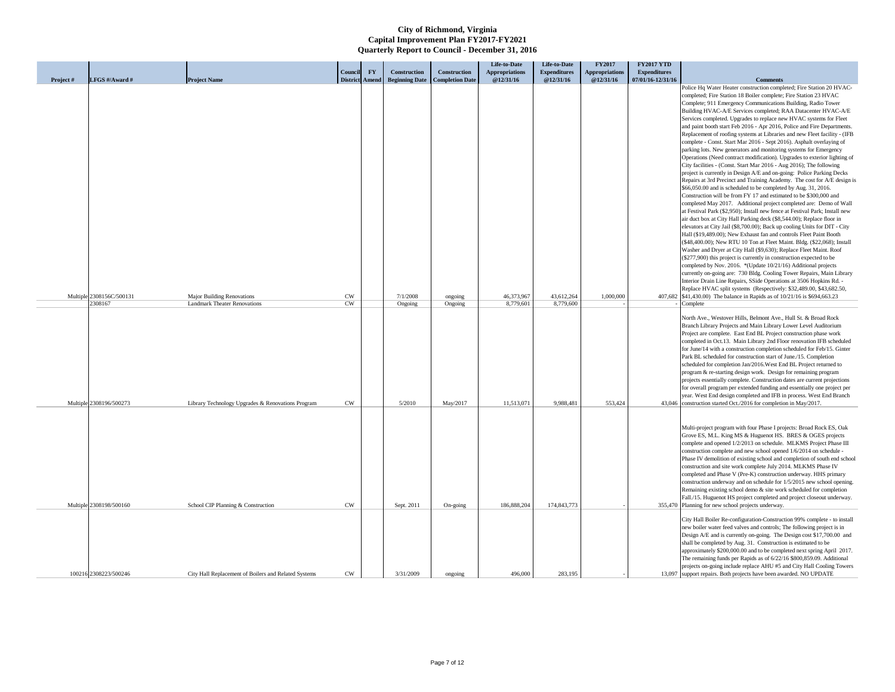# City of Richmond, Virginia
## Capital Improvement Plan FY2017-FY2021
## Quarterly Report to Council - December 31, 2016

| Project # | LFGS #/Award # | Project Name | Council District | FY Amend | Construction Beginning Date | Construction Completion Date | Life-to-Date Appropriations @12/31/16 | Life-to-Date Expenditures @12/31/16 | FY2017 Appropriations @12/31/16 | FY2017 YTD Expenditures 07/01/16-12/31/16 | Comments |
|---|---|---|---|---|---|---|---|---|---|---|---|
| Multiple | 2308156C/500131 | Major Building Renovations | CW | | 7/1/2008 | ongoing | 46,373,967 | 43,612,264 | 1,000,000 | 407,682 | Police Hq Water Heater construction completed; Fire Station 20 HVAC-completed; Fire Station 18 Boiler complete; Fire Station 23 HVAC Complete; 911 Emergency Communications Building, Radio Tower Building HVAC-A/E Services completed; RAA Datacenter HVAC-A/E Services completed. Upgrades to replace new HVAC systems for Fleet and paint booth start Feb 2016 - Apr 2016, Police and Fire Departments. Replacement of roofing systems at Libraries and new Fleet facility - (IFB complete - Const. Start Mar 2016 - Sept 2016). Asphalt overlaying of parking lots. New generators and monitoring systems for Emergency Operations (Need contract modification). Upgrades to exterior lighting of City facilities - (Const. Start Mar 2016 - Aug 2016); The following project is currently in Design A/E and on-going: Police Parking Decks Repairs at 3rd Precinct and Training Academy. The cost for A/E design is $66,050.00 and is scheduled to be completed by Aug. 31, 2016. Construction will be from FY 17 and estimated to be $300,000 and completed May 2017. Additional project completed are: Demo of Wall at Festival Park ($2,950); Install new fence at Festival Park; Install new air duct box at City Hall Parking deck ($8,544.00); Replace floor in elevators at City Jail ($8,700.00); Back up cooling Units for DIT - City Hall ($19,489.00); New Exhaust fan and controls Fleet Paint Booth ($48,400.00); New RTU 10 Ton at Fleet Maint. Bldg. ($22,068); Install Washer and Dryer at City Hall ($9,630); Replace Fleet Maint. Roof ($277,900) this project is currently in construction expected to be completed by Nov. 2016. *(Update 10/21/16) Additional projects currently on-going are: 730 Bldg. Cooling Tower Repairs, Main Library Interior Drain Line Repairs, SSide Operations at 3506 Hopkins Rd. - Replace HVAC split systems (Respectively: $32,489.00, $43,682.50, $41,430.00) The balance in Rapids as of 10/21/16 is $694,663.23 |
| | 2308167 | Landmark Theater Renovations | CW | | Ongoing | Ongoing | 8,779,601 | 8,779,600 | - | - | Complete |
| Multiple | 2308196/500273 | Library Technology Upgrades & Renovations Program | CW | | 5/2010 | May/2017 | 11,513,071 | 9,988,481 | 553,424 | 43,046 | North Ave., Westover Hills, Belmont Ave., Hull St. & Broad Rock Branch Library Projects and Main Library Lower Level Auditorium Project are complete. East End BL Project construction phase work completed in Oct.13. Main Library 2nd Floor renovation IFB scheduled for June/14 with a construction completion scheduled for Feb/15. Ginter Park BL scheduled for construction start of June./15. Completion scheduled for completion Jan/2016.West End BL Project returned to program & re-starting design work. Design for remaining program projects essentially complete. Construction dates are current projections for overall program per extended funding and essentially one project per year. West End design completed and IFB in process. West End Branch construction started Oct./2016 for completion in May/2017. |
| Multiple | 2308198/500160 | School CIP Planning & Construction | CW | | Sept. 2011 | On-going | 186,888,204 | 174,843,773 | - | 355,470 | Multi-project program with four Phase I projects: Broad Rock ES, Oak Grove ES, M.L. King MS & Huguenot HS. BRES & OGES projects complete and opened 1/2/2013 on schedule. MLKMS Project Phase III construction complete and new school opened 1/6/2014 on schedule - Phase IV demolition of existing school and completion of south end school construction and site work complete July 2014. MLKMS Phase IV completed and Phase V (Pre-K) construction underway. HHS primary construction underway and on schedule for 1/5/2015 new school opening. Remaining existing school demo & site work scheduled for completion Fall./15. Huguenot HS project completed and project closeout underway. Planning for new school projects underway. |
| 100216 | 2308223/500246 | City Hall Replacement of Boilers and Related Systems | CW | | 3/31/2009 | ongoing | 496,000 | 283,195 | - | 13,097 | City Hall Boiler Re-configuration-Construction 99% complete - to install new boiler water feed valves and controls; The following project is in Design A/E and is currently on-going. The Design cost $17,700.00 and shall be completed by Aug. 31. Construction is estimated to be approximately $200,000.00 and to be completed next spring April 2017. The remaining funds per Rapids as of 6/22/16 $800,859.09. Additional projects on-going include replace AHU #5 and City Hall Cooling Towers support repairs. Both projects have been awarded. NO UPDATE |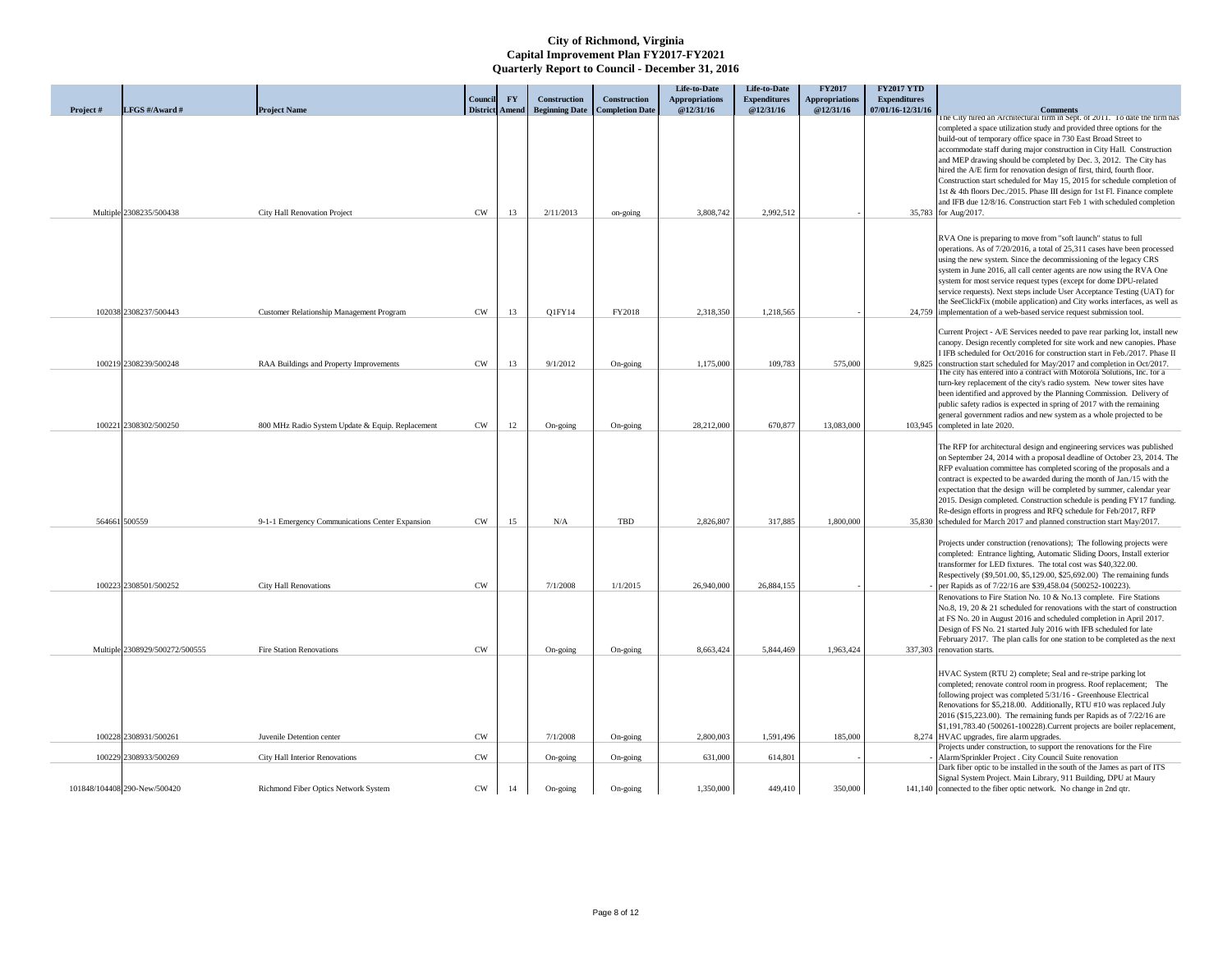# City of Richmond, Virginia
## Capital Improvement Plan FY2017-FY2021
## Quarterly Report to Council - December 31, 2016

| Project # | LFGS #/Award # | Project Name | Council District | FY Amend | Construction Beginning Date | Construction Completion Date | Life-to-Date Appropriations @12/31/16 | Life-to-Date Expenditures @12/31/16 | FY2017 Appropriations @12/31/16 | FY2017 YTD Expenditures 07/01/16-12/31/16 | Comments |
|---|---|---|---|---|---|---|---|---|---|---|---|
| Multiple | 2308235/500438 | City Hall Renovation Project | CW | 13 | 2/11/2013 | on-going | 3,808,742 | 2,992,512 | - | 35,783 | The City hired an Architectural firm in Sept. of 2011. To date the firm has completed a space utilization study and provided three options for the build-out of temporary office space in 730 East Broad Street to accommodate staff during major construction in City Hall. Construction and MEP drawing should be completed by Dec. 3, 2012. The City has hired the A/E firm for renovation design of first, third, fourth floor. Construction start scheduled for May 15, 2015 for schedule completion of 1st & 4th floors Dec./2015. Phase III design for 1st Fl. Finance complete and IFB due 12/8/16. Construction start Feb 1 with scheduled completion for Aug/2017. |
| 102038 | 2308237/500443 | Customer Relationship Management Program | CW | 13 | Q1FY14 | FY2018 | 2,318,350 | 1,218,565 | - | 24,759 | RVA One is preparing to move from "soft launch" status to full operations. As of 7/20/2016, a total of 25,311 cases have been processed using the new system. Since the decommissioning of the legacy CRS system in June 2016, all call center agents are now using the RVA One system for most service request types (except for dome DPU-related service requests). Next steps include User Acceptance Testing (UAT) for the SeeClickFix (mobile application) and City works interfaces, as well as implementation of a web-based service request submission tool. |
| 100219 | 2308239/500248 | RAA Buildings and Property Improvements | CW | 13 | 9/1/2012 | On-going | 1,175,000 | 109,783 | 575,000 | 9,825 | Current Project - A/E Services needed to pave rear parking lot, install new canopy. Design recently completed for site work and new canopies. Phase I IFB scheduled for Oct/2016 for construction start in Feb./2017. Phase II construction start scheduled for May/2017 and completion in Oct/2017. |
| 100221 | 2308302/500250 | 800 MHz Radio System Update & Equip. Replacement | CW | 12 | On-going | On-going | 28,212,000 | 670,877 | 13,083,000 | 103,945 | The city has entered into a contract with Motorola Solutions, Inc. for a turn-key replacement of the city's radio system. New tower sites have been identified and approved by the Planning Commission. Delivery of public safety radios is expected in spring of 2017 with the remaining general government radios and new system as a whole projected to be completed in late 2020. |
| 564661 | 500559 | 9-1-1 Emergency Communications Center Expansion | CW | 15 | N/A | TBD | 2,826,807 | 317,885 | 1,800,000 | 35,830 | The RFP for architectural design and engineering services was published on September 24, 2014 with a proposal deadline of October 23, 2014. The RFP evaluation committee has completed scoring of the proposals and a contract is expected to be awarded during the month of Jan./15 with the expectation that the design will be completed by summer, calendar year 2015. Design completed. Construction schedule is pending FY17 funding. Re-design efforts in progress and RFQ schedule for Feb/2017, RFP scheduled for March 2017 and planned construction start May/2017. |
| 100223 | 2308501/500252 | City Hall Renovations | CW | | 7/1/2008 | 1/1/2015 | 26,940,000 | 26,884,155 | - | - | Projects under construction (renovations); The following projects were completed: Entrance lighting, Automatic Sliding Doors, Install exterior transformer for LED fixtures. The total cost was $40,322.00. Respectively ($9,501.00, $5,129.00, $25,692.00) The remaining funds per Rapids as of 7/22/16 are $39,458.04 (500252-100223). |
| Multiple | 2308929/500272/500555 | Fire Station Renovations | CW | | On-going | On-going | 8,663,424 | 5,844,469 | 1,963,424 | 337,303 | Renovations to Fire Station No. 10 & No.13 complete. Fire Stations No.8, 19, 20 & 21 scheduled for renovations with the start of construction at FS No. 20 in August 2016 and scheduled completion in April 2017. Design of FS No. 21 started July 2016 with IFB scheduled for late February 2017. The plan calls for one station to be completed as the next renovation starts. |
| 100228 | 2308931/500261 | Juvenile Detention center | CW | | 7/1/2008 | On-going | 2,800,003 | 1,591,496 | 185,000 | 8,274 | HVAC System (RTU 2) complete; Seal and re-stripe parking lot completed; renovate control room in progress. Roof replacement; The following project was completed 5/31/16 - Greenhouse Electrical Renovations for $5,218.00. Additionally, RTU #10 was replaced July 2016 ($15,223.00). The remaining funds per Rapids as of 7/22/16 are $1,191,783.40 (500261-100228).Current projects are boiler replacement, HVAC upgrades, fire alarm upgrades. |
| 100229 | 2308933/500269 | City Hall Interior Renovations | CW | | On-going | On-going | 631,000 | 614,801 | - | - | Projects under construction, to support the renovations for the Fire Alarm/Sprinkler Project . City Council Suite renovation |
| 101848/104408 | 290-New/500420 | Richmond Fiber Optics Network System | CW | 14 | On-going | On-going | 1,350,000 | 449,410 | 350,000 | 141,140 | Dark fiber optic to be installed in the south of the James as part of ITS Signal System Project. Main Library, 911 Building, DPU at Maury connected to the fiber optic network. No change in 2nd qtr. |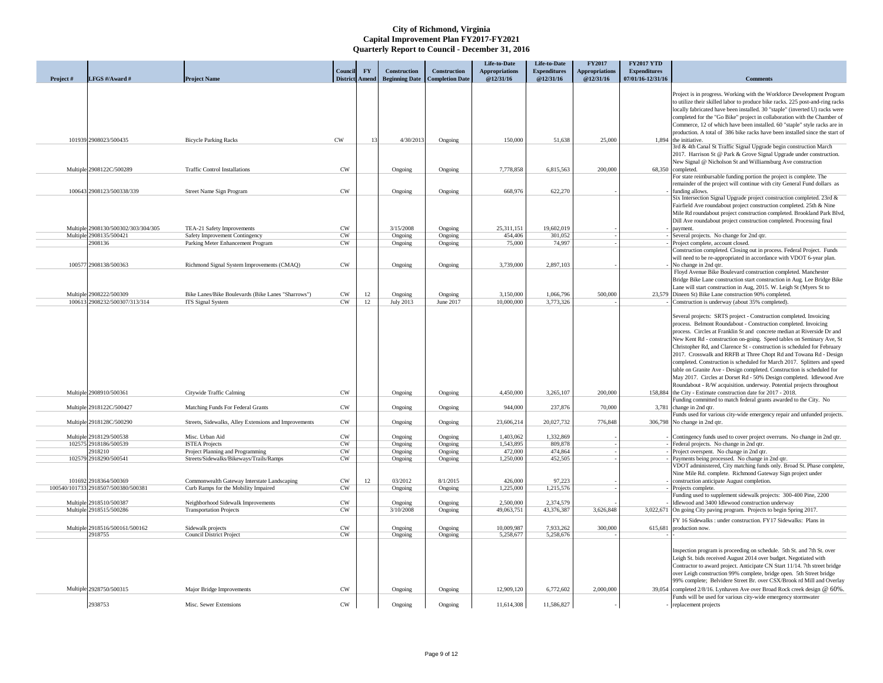# City of Richmond, Virginia
## Capital Improvement Plan FY2017-FY2021
### Quarterly Report to Council - December 31, 2016

| Project # | LFGS #/Award # | Project Name | Council District | FY Amend | Construction Beginning Date | Construction Completion Date | Life-to-Date Appropriations @12/31/16 | Life-to-Date Expenditures @12/31/16 | FY2017 Appropriations @12/31/16 | FY2017 YTD Expenditures 07/01/16-12/31/16 | Comments |
|---|---|---|---|---|---|---|---|---|---|---|---|
| 101939 | 2908023/500435 | Bicycle Parking Racks | CW | 13 | 4/30/2013 | Ongoing | 150,000 | 51,638 | 25,000 | 1,894 | Project is in progress. Working with the Workforce Development Program to utilize their skilled labor to produce bike racks. 225 post-and-ring racks locally fabricated have been installed. 30 "staple" (inverted U) racks were completed for the "Go Bike" project in collaboration with the Chamber of Commerce, 12 of which have been installed. 60 "staple" style racks are in production. A total of 386 bike racks have been installed since the start of the initiative. |
| Multiple | 2908122C/500289 | Traffic Control Installations | CW | | Ongoing | Ongoing | 7,778,858 | 6,815,563 | 200,000 | 68,350 | 3rd & 4th Canal St Traffic Signal Upgrade begin construction March 2017. Harrison St @ Park & Grove Signal Upgrade under construction. New Signal @ Nicholson St and Williamsburg Ave construction completed. |
| 100643 | 2908123/500338/339 | Street Name Sign Program | CW | | Ongoing | Ongoing | 668,976 | 622,270 | - | - | For state reimbursable funding portion the project is complete. The remainder of the project will continue with city General Fund dollars as funding allows. |
| Multiple | 2908130/500302/303/304/305 | TEA-21 Safety Improvements | CW | | 3/15/2008 | Ongoing | 25,311,151 | 19,602,019 | - | - | Six Intersection Signal Upgrade project construction completed. 23rd & Fairfield Ave roundabout project construction completed. 25th & Nine Mile Rd roundabout project construction completed. Brookland Park Blvd, Dill Ave roundabout project construction completed. Processing final payment. |
| Multiple | 2908135/500421 | Safety Improvement Contingency | CW | | Ongoing | Ongoing | 454,406 | 301,052 | - | - | Several projects. No change for 2nd qtr. |
| | 2908136 | Parking Meter Enhancement Program | CW | | Ongoing | Ongoing | 75,000 | 74,997 | - | - | Project complete, account closed. |
| 100577 | 2908138/500363 | Richmond Signal System Improvements (CMAQ) | CW | | Ongoing | Ongoing | 3,739,000 | 2,897,103 | - | - | Construction completed. Closing out in process. Federal Project. Funds will need to be re-appropriated in accordance with VDOT 6-year plan. No change in 2nd qtr. |
| Multiple | 2908222/500309 | Bike Lanes/Bike Boulevards (Bike Lanes "Sharrows") | CW | 12 | Ongoing | Ongoing | 3,150,000 | 1,066,796 | 500,000 | 23,579 | Floyd Avenue Bike Boulevard construction completed. Manchester Bridge Bike Lane construction start construction in Aug. Lee Bridge Bike Lane will start construction in Aug, 2015. W. Leigh St (Myers St to Dineen St) Bike Lane construction 90% completed. |
| 100613 | 2908232/500307/313/314 | ITS Signal System | CW | 12 | July 2013 | June 2017 | 10,000,000 | 3,773,326 | - | - | Construction is underway (about 35% completed). |
| Multiple | 2908910/500361 | Citywide Traffic Calming | CW | | Ongoing | Ongoing | 4,450,000 | 3,265,107 | 200,000 | 158,884 | Several projects: SRTS project - Construction completed. Invoicing process. Belmont Roundabout - Construction completed. Invoicing process. Circles at Franklin St and concrete median at Riverside Dr and New Kent Rd - construction on-going. Speed tables on Seminary Ave, St Christopher Rd, and Clarence St - construction is scheduled for February 2017. Crosswalk and RRFB at Three Chopt Rd and Towana Rd - Design completed. Construction is scheduled for March 2017. Splitters and speed table on Granite Ave - Design completed. Construction is scheduled for May 2017. Circles at Dorset Rd - 50% Design completed. Idlewood Ave Roundabout - R/W acquisition. underway. Potential projects throughout the City - Estimate construction date for 2017 - 2018. |
| Multiple | 2918122C/500427 | Matching Funds For Federal Grants | CW | | Ongoing | Ongoing | 944,000 | 237,876 | 70,000 | 3,781 | Funding committed to match federal grants awarded to the City. No change in 2nd qtr. |
| Multiple | 2918128C/500290 | Streets, Sidewalks, Alley Extensions and Improvements | CW | | Ongoing | Ongoing | 23,606,214 | 20,027,732 | 776,848 | 306,798 | Funds used for various city-wide emergency repair and unfunded projects. No change in 2nd qtr. |
| Multiple | 2918129/500538 | Misc. Urban Aid | CW | | Ongoing | Ongoing | 1,403,062 | 1,332,869 | - | - | Contingency funds used to cover project overruns. No change in 2nd qtr. |
| 102575 | 2918186/500539 | ISTEA Projects | CW | | Ongoing | Ongoing | 1,543,895 | 809,878 | - | - | Federal projects. No change in 2nd qtr. |
| | 2918210 | Project Planning and Programming | CW | | Ongoing | Ongoing | 472,000 | 474,864 | - | - | Project overspent. No change in 2nd qtr. |
| 102579 | 2918290/500541 | Streets/Sidewalks/Bikeways/Trails/Ramps | CW | | Ongoing | Ongoing | 1,250,000 | 452,505 | - | - | Payments being processed. No change in 2nd qtr. |
| 101692 | 2918364/500369 | Commonwealth Gateway Interstate Landscaping | CW | 12 | 03/2012 | 8/1/2015 | 426,000 | 97,223 | - | - | VDOT administered, City matching funds only. Broad St. Phase complete, Nine Mile Rd. complete. Richmond Gateway Sign project under construction anticipate August completion. |
| 100540/101733 | 2918507/500380/500381 | Curb Ramps for the Mobility Impaired | CW | | Ongoing | Ongoing | 1,225,000 | 1,215,576 | - | - | Projects complete. |
| Multiple | 2918510/500387 | Neighborhood Sidewalk Improvements | CW | | Ongoing | Ongoing | 2,500,000 | 2,374,579 | - | - | Funding used to supplement sidewalk projects: 300-400 Pine, 2200 Idlewood and 3400 Idlewood construction underway |
| Multiple | 2918515/500286 | Transportation Projects | CW | | 3/10/2008 | Ongoing | 49,063,751 | 43,376,387 | 3,626,848 | 3,022,671 | On going City paving program. Projects to begin Spring 2017. |
| Multiple | 2918516/500161/500162 | Sidewalk projects | CW | | Ongoing | Ongoing | 10,009,987 | 7,933,262 | 300,000 | 615,681 | FY 16 Sidewalks : under construction. FY17 Sidewalks: Plans in production now. |
| | 2918755 | Council District Project | CW | | Ongoing | Ongoing | 5,258,677 | 5,258,676 | - | - | - |
| Multiple | 2928750/500315 | Major Bridge Improvements | CW | | Ongoing | Ongoing | 12,909,120 | 6,772,602 | 2,000,000 | 39,054 | Inspection program is proceeding on schedule. 5th St. and 7th St. over Leigh St. bids received August 2014 over budget. Negotiated with Contractor to award project. Anticipate CN Start 11/14. 7th street bridge over Leigh construction 99% complete, bridge open. 5th Street bridge 99% complete; Belvidere Street Br. over CSX/Brook rd Mill and Overlay completed 2/8/16. Lynhaven Ave over Broad Rock creek design @ 60%. |
| | 2938753 | Misc. Sewer Extensions | CW | | Ongoing | Ongoing | 11,614,308 | 11,586,827 | - | - | Funds will be used for various city-wide emergency stormwater replacement projects |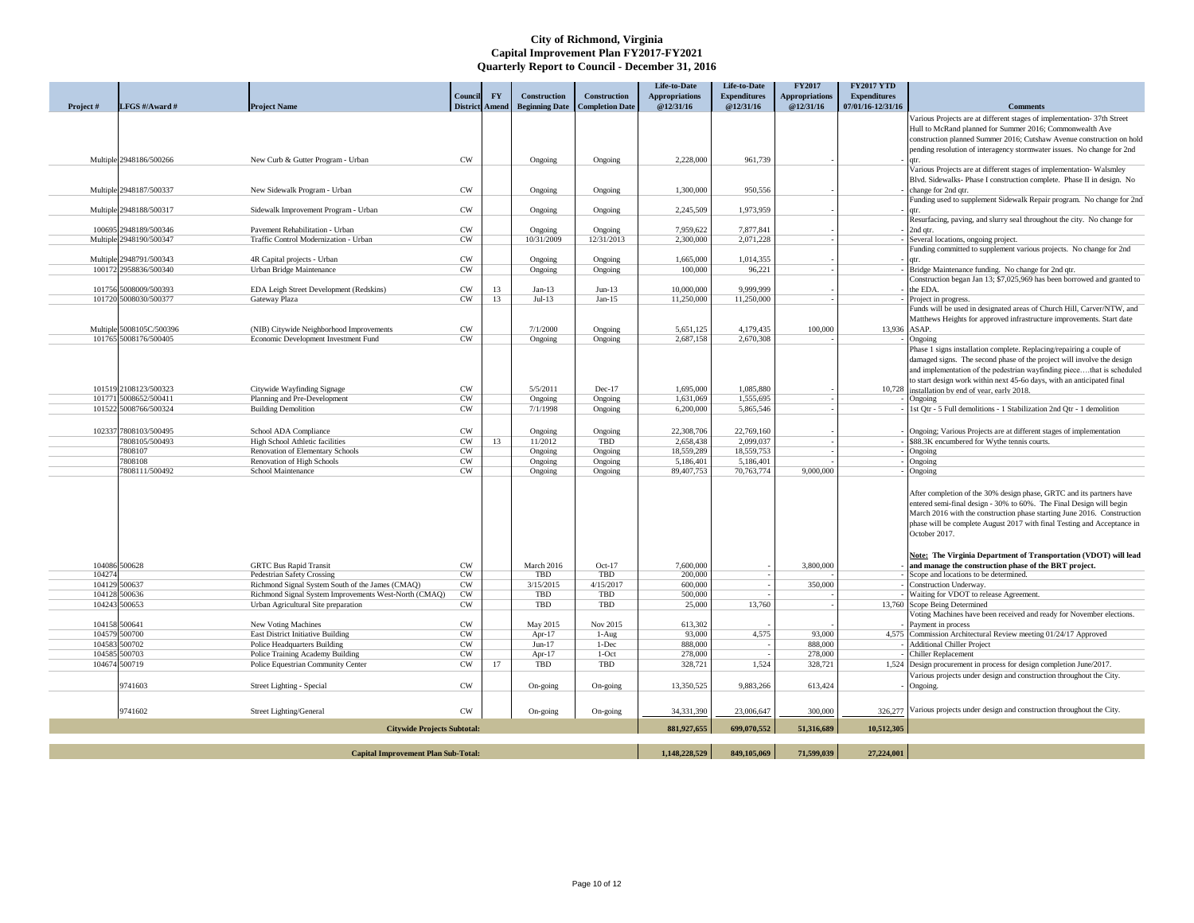# City of Richmond, Virginia
## Capital Improvement Plan FY2017-FY2021
### Quarterly Report to Council - December 31, 2016

| Project # | LFGS #/Award # | Project Name | Council District | FY Amend | Construction Beginning Date | Construction Completion Date | Life-to-Date Appropriations @12/31/16 | Life-to-Date Expenditures @12/31/16 | FY2017 Appropriations @12/31/16 | FY2017 YTD Expenditures 07/01/16-12/31/16 | Comments |
|---|---|---|---|---|---|---|---|---|---|---|---|
| Multiple | 2948186/500266 | New Curb & Gutter Program - Urban | CW | | Ongoing | Ongoing | 2,228,000 | 961,739 | - | - | Various Projects are at different stages of implementation- 37th Street Hull to McRand planned for Summer 2016; Commonwealth Ave construction planned Summer 2016; Cutshaw Avenue construction on hold pending resolution of interagency stormwater issues. No change for 2nd qtr. |
| Multiple | 2948187/500337 | New Sidewalk Program - Urban | CW | | Ongoing | Ongoing | 1,300,000 | 950,556 | - | - | Various Projects are at different stages of implementation- Walsmley Blvd. Sidewalks- Phase I construction complete. Phase II in design. No change for 2nd qtr. |
| Multiple | 2948188/500317 | Sidewalk Improvement Program - Urban | CW | | Ongoing | Ongoing | 2,245,509 | 1,973,959 | - | - | Funding used to supplement Sidewalk Repair program. No change for 2nd qtr. |
| 100695 | 2948189/500346 | Pavement Rehabilitation - Urban | CW | | Ongoing | Ongoing | 7,959,622 | 7,877,841 | - | - | Resurfacing, paving, and slurry seal throughout the city. No change for 2nd qtr. |
| Multiple | 2948190/500347 | Traffic Control Modernization - Urban | CW | | 10/31/2009 | 12/31/2013 | 2,300,000 | 2,071,228 | - | - | Several locations, ongoing project. |
| Multiple | 2948791/500343 | 4R Capital projects - Urban | CW | | Ongoing | Ongoing | 1,665,000 | 1,014,355 | - | - | Funding committed to supplement various projects. No change for 2nd qtr. |
| 100172 | 2958836/500340 | Urban Bridge Maintenance | CW | | Ongoing | Ongoing | 100,000 | 96,221 | - | - | Bridge Maintenance funding. No change for 2nd qtr. |
| 101756 | 5008009/500393 | EDA Leigh Street Development (Redskins) | CW | 13 | Jan-13 | Jun-13 | 10,000,000 | 9,999,999 | - | - | Construction began Jan 13; $7,025,969 has been borrowed and granted to the EDA. |
| 101720 | 5008030/500377 | Gateway Plaza | CW | 13 | Jul-13 | Jan-15 | 11,250,000 | 11,250,000 | - | - | Project in progress. |
| Multiple | 5008105C/500396 | (NIB) Citywide Neighborhood Improvements | CW | | 7/1/2000 | Ongoing | 5,651,125 | 4,179,435 | 100,000 | 13,936 | Funds will be used in designated areas of Church Hill, Carver/NTW, and Matthews Heights for approved infrastructure improvements. Start date ASAP. |
| 101765 | 5008176/500405 | Economic Development Investment Fund | CW | | Ongoing | Ongoing | 2,687,158 | 2,670,308 | - | - | Ongoing |
| 101519 | 2108123/500323 | Citywide Wayfinding Signage | CW | | 5/5/2011 | Dec-17 | 1,695,000 | 1,085,880 | - | 10,728 | Phase 1 signs installation complete. Replacing/repairing a couple of damaged signs. The second phase of the project will involve the design and implementation of the pedestrian wayfinding piece….that is scheduled to start design work within next 45-6o days, with an anticipated final installation by end of year, early 2018. |
| 101771 | 5008652/500411 | Planning and Pre-Development | CW | | Ongoing | Ongoing | 1,631,069 | 1,555,695 | - | - | Ongoing |
| 101522 | 5008766/500324 | Building Demolition | CW | | 7/1/1998 | Ongoing | 6,200,000 | 5,865,546 | - | - | 1st Qtr - 5 Full demolitions - 1 Stabilization 2nd Qtr - 1 demolition |
| 102337 | 7808103/500495 | School ADA Compliance | CW | | Ongoing | Ongoing | 22,308,706 | 22,769,160 | - | - | Ongoing; Various Projects are at different stages of implementation |
| | 7808105/500493 | High School Athletic facilities | CW | 13 | 11/2012 | TBD | 2,658,438 | 2,099,037 | - | - | $88.3K encumbered for Wythe tennis courts. |
| | 7808107 | Renovation of Elementary Schools | CW | | Ongoing | Ongoing | 18,559,289 | 18,559,753 | - | - | Ongoing |
| | 7808108 | Renovation of High Schools | CW | | Ongoing | Ongoing | 5,186,401 | 5,186,401 | - | - | Ongoing |
| | 7808111/500492 | School Maintenance | CW | | Ongoing | Ongoing | 89,407,753 | 70,763,774 | 9,000,000 | - | Ongoing |
| 104086 | 500628 | GRTC Bus Rapid Transit | CW | | March 2016 | Oct-17 | 7,600,000 | - | 3,800,000 | - | After completion of the 30% design phase, GRTC and its partners have entered semi-final design - 30% to 60%. The Final Design will begin March 2016 with the construction phase starting June 2016. Construction phase will be complete August 2017 with final Testing and Acceptance in October 2017. **Note: The Virginia Department of Transportation (VDOT) will lead and manage the construction phase of the BRT project.** |
| 104274 | | Pedestrian Safety Crossing | CW | | TBD | TBD | 200,000 | - | - | - | Scope and locations to be determined. |
| 104129 | 500637 | Richmond Signal System South of the James (CMAQ) | CW | | 3/15/2015 | 4/15/2017 | 600,000 | - | 350,000 | - | Construction Underway. |
| 104128 | 500636 | Richmond Signal System Improvements West-North (CMAQ) | CW | | TBD | TBD | 500,000 | - | - | - | Waiting for VDOT to release Agreement. |
| 104243 | 500653 | Urban Agricultural Site preparation | CW | | TBD | TBD | 25,000 | 13,760 | - | 13,760 | Scope Being Determined |
| 104158 | 500641 | New Voting Machines | CW | | May 2015 | Nov 2015 | 613,302 | - | - | - | Voting Machines have been received and ready for November elections. Payment in process |
| 104579 | 500700 | East District Initiative Building | CW | | Apr-17 | 1-Aug | 93,000 | 4,575 | 93,000 | 4,575 | Commission Architectural Review meeting 01/24/17 Approved |
| 104583 | 500702 | Police Headquarters Building | CW | | Jun-17 | 1-Dec | 888,000 | - | 888,000 | - | Additional Chiller Project |
| 104585 | 500703 | Police Training Academy Building | CW | | Apr-17 | 1-Oct | 278,000 | - | 278,000 | - | Chiller Replacement |
| 104674 | 500719 | Police Equestrian Community Center | CW | 17 | TBD | TBD | 328,721 | 1,524 | 328,721 | 1,524 | Design procurement in process for design completion June/2017. |
| | 9741603 | Street Lighting - Special | CW | | On-going | On-going | 13,350,525 | 9,883,266 | 613,424 | - | Various projects under design and construction throughout the City. Ongoing. |
| | 9741602 | Street Lighting/General | CW | | On-going | On-going | 34,331,390 | 23,006,647 | 300,000 | 326,277 | Various projects under design and construction throughout the City. |
| | | **Citywide Projects Subtotal:** | | | | | **881,927,655** | **699,070,552** | **51,316,689** | **10,512,305** | |
| | | **Capital Improvement Plan Sub-Total:** | | | | | **1,148,228,529** | **849,105,069** | **71,599,039** | **27,224,001** | |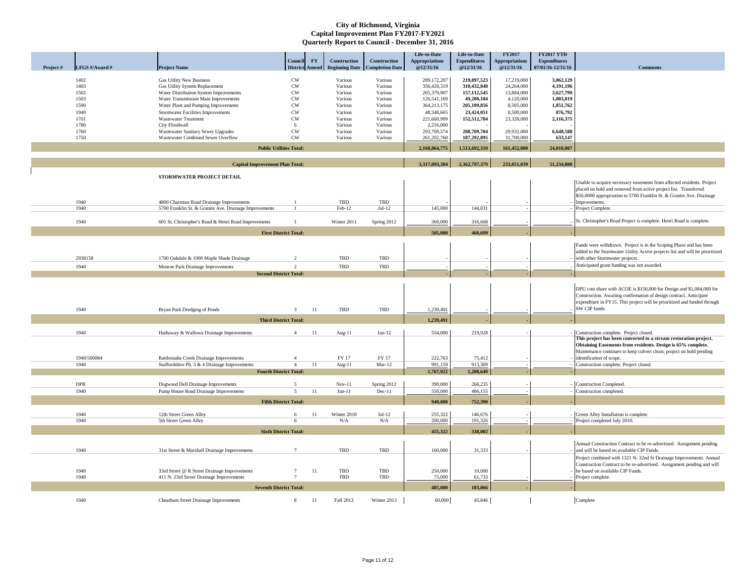# City of Richmond, Virginia
## Capital Improvement Plan FY2017-FY2021
## Quarterly Report to Council - December 31, 2016

| Project # | LFGS #/Award # | Project Name | Council District | FY Amend | Construction Beginning Date | Construction Completion Date | Life-to-Date Appropriations @12/31/16 | Life-to-Date Expenditures @12/31/16 | FY2017 Appropriations @12/31/16 | FY2017 YTD Expenditures 07/01/16-12/31/16 | Comments |
|---|---|---|---|---|---|---|---|---|---|---|---|
| | 1402 | Gas Utility New Business | CW | | Various | Various | 289,172,207 | **219,897,523** | 17,219,000 | **3,062,129** | |
| | 1403 | Gas Utility System Replacement | CW | | Various | Various | 356,420,319 | **310,432,848** | 24,264,000 | **4,191,196** | |
| | 1502 | Water Distribution System Improvements | CW | | Various | Various | 205,379,907 | **157,112,545** | 13,884,000 | **3,627,799** | |
| | 1503 | Water Transmission Main Improvements | CW | | Various | Various | 126,541,169 | **49,200,104** | 4,120,000 | **1,003,019** | |
| | 1590 | Water Plant and Pumping Improvements | CW | | Various | Various | 364,213,175 | **205,109,856** | 8,505,000 | **1,851,762** | |
| | 1940 | Stormwater Facilities Improvements | CW | | Various | Various | 48,348,665 | **23,424,051** | 8,500,000 | **876,792** | |
| | 1701 | Wastewater Treatment | CW | | Various | Various | 221,660,999 | **152,512,784** | 23,328,000 | **2,116,375** | |
| | 1780 | City Floodwall | 6 | | Various | Various | 2,216,000 | - | - | - | |
| | 1760 | Wastewater Sanitary Sewer Upgrades | CW | | Various | Various | 293,709,574 | **208,709,704** | 29,932,000 | **6,648,588** | |
| | 1750 | Wastewater Combined Sewer Overflow | CW | | Various | Various | 261,202,760 | **187,292,895** | 31,700,000 | **633,147** | |
| | | **Public Utilities Total:** | | | | | **2,168,864,775** | **1,513,692,310** | **161,452,000** | **24,010,807** | |
| | | **Capital Improvement Plan Total:** | | | | | **3,317,093,304** | **2,362,797,379** | **233,051,039** | **51,234,808** | |
| | | **STORMWATER PROJECT DETAIL** | | | | | | | | | |
| | 1940 | 4800 Charmian Road Drainage Improvements | 1 | | TBD | TBD | - | - | - | - | Unable to acquire necessary easements from affected residents. Project placed on hold and removed from active project list. Transferred $50,0000 appropriation to 5700 Franklin St. & Granite Ave. Drainage Improvements. |
| | 1940 | 5700 Franklin St. & Granite Ave. Drainage Improvements | 1 | | Feb-12 | Jul-12 | 145,000 | 144,031 | - | - | Project Complete. |
| | 1940 | 601 St. Christopher's Road & Henri Road Improvements | 1 | | Winter 2011 | Spring 2012 | 360,000 | 316,668 | - | - | St. Christopher's Road Project is complete. Henri Road is complete. |
| | | **First District Total:** | | | | | **505,000** | **460,699** | **-** | **-** | |
| | 2938158 | 1700 Oakdale & 1900 Maple Shade Drainage | 2 | | TBD | TBD | - | - | - | - | Funds were withdrawn. Project is in the Scoping Phase and has been added to the Stormwater Utility Active projects list and will be prioritized with other Stormwater projects. |
| | 1940 | Monroe Park Drainage Improvements | 2 | | TBD | TBD | - | - | - | - | Anticipated grant funding was not awarded. |
| | | **Second District Total:** | | | | | **-** | **-** | **-** | **-** | |
| | 1940 | Bryan Park Dredging of Ponds | 3 | 11 | TBD | TBD | 1,239,491 | - | - | - | DPU cost share with ACOE is $150,000 for Design and $1,084,000 for Construction. Awaiting confirmation of design contract. Anticipate expenditure in FY15. This project will be prioritized and funded through SW CIP funds. |
| | | **Third District Total:** | | | | | **1,239,491** | **-** | **-** | **-** | |
| | 1940 | Hathaway & Wallowa Drainage Improvements | 4 | 11 | Aug-11 | Jan-12 | 554,000 | 219,928 | - | - | Construction complete. Project closed. |
| | 1940/500084 | Rattlesnake Creek Drainage Improvements | 4 | | FY 17 | FY 17 | 222,763 | 75,412 | - | - | **This project has been converted to a stream restoration project. Obtaining Easements from residents. Design is 65% complete.** Maintenance continues to keep culvert clean; project on hold pending identification of scope. |
| | 1940 | Staffordshire Ph. 3 & 4 Drainage Improvements | 4 | 11 | Aug-11 | Mar-12 | 991,159 | 913,309 | - | - | Construction complete. Project closed. |
| | | **Fourth District Total:** | | | | | **1,767,922** | **1,208,649** | **-** | **-** | |
| | DPR | Dogwood Dell Drainage Improvements | 5 | | Nov-11 | Spring 2012 | 390,000 | 266,235 | - | - | Construction Completed. |
| | 1940 | Pump House Road Drainage Improvements | 5 | 11 | Jun-11 | Dec-11 | 550,000 | 486,155 | - | - | Construction completed. |
| | | **Fifth District Total:** | | | | | **940,000** | **752,390** | **-** | **-** | |
| | 1940 | 12th Street Green Alley | 6 | 11 | Winter 2010 | Jul-12 | 255,322 | 146,676 | - | - | Green Alley Installation is complete. |
| | 1940 | 5th Street Green Alley | 6 | | N/A | N/A | 200,000 | 191,326 | - | - | Project completed July 2010. |
| | | **Sixth District Total:** | | | | | **455,322** | **338,002** | **-** | **-** | |
| | 1940 | 31st Street & Marshall Drainage Improvements | 7 | | TBD | TBD | 160,000 | 31,333 | | - | Annual Construction Contract to be re-advertised. Assignment pending and will be based on available CIP Funds. |
| | 1940 | 33rd Street @ R Street Drainage Improvements | 7 | 11 | TBD | TBD | 250,000 | 10,000 | | - | Project combined with 1321 N. 32nd St Drainage Improvements. Annual Construction Contract to be re-advertised. Assignment pending and will be based on available CIP Funds. |
| | 1940 | 411 N. 23rd Street Drainage Improvements | 7 | | TBD | TBD | 75,000 | 61,733 | - | - | Project complete. |
| | | **Seventh District Total:** | | | | | **485,000** | **103,066** | **-** | **-** | |
| | 1940 | Cheatham Street Drainage Improvements | 8 | 11 | Fall 2013 | Winter 2013 | 60,000 | 45,846 | | | Complete |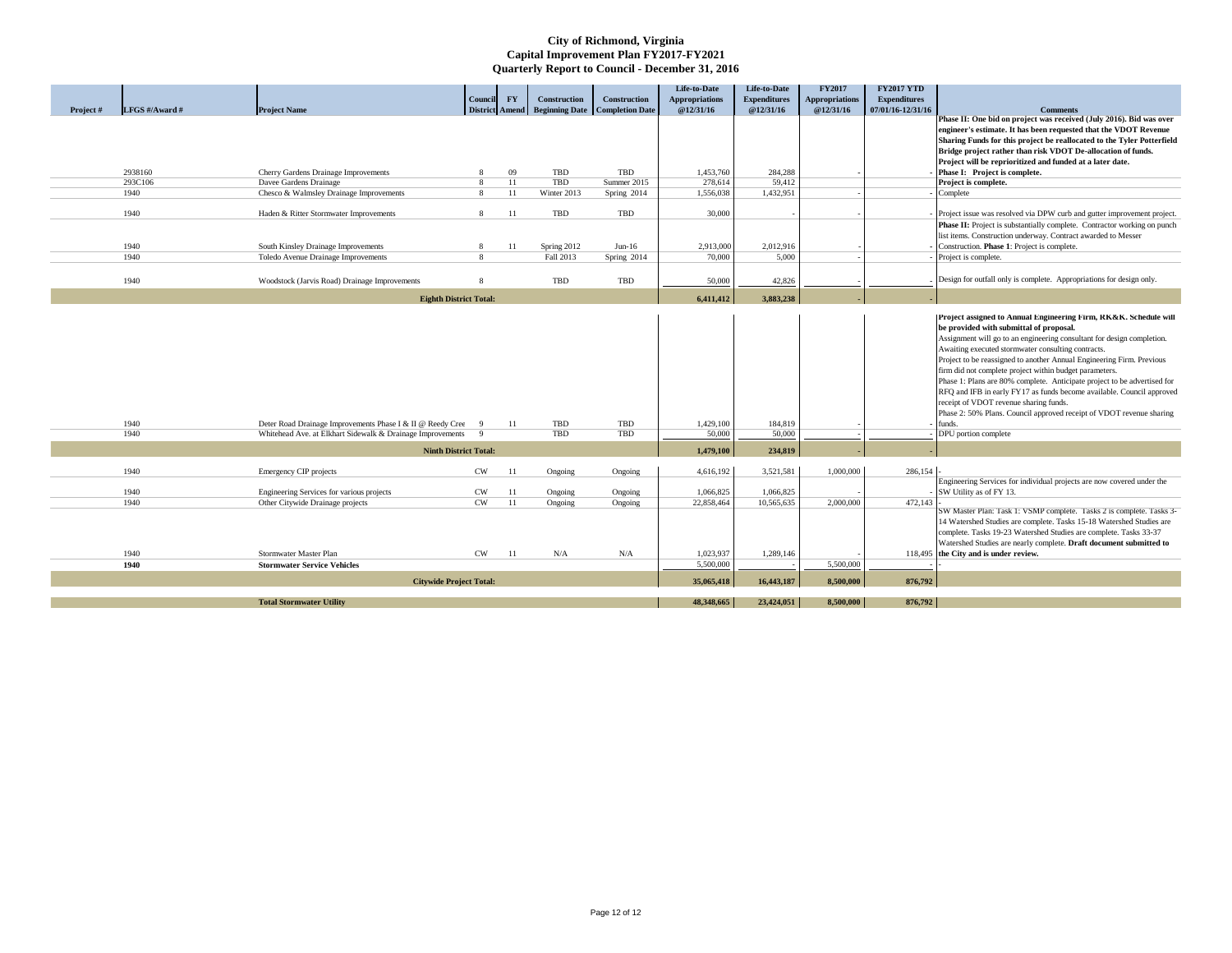# City of Richmond, Virginia
## Capital Improvement Plan FY2017-FY2021
### Quarterly Report to Council - December 31, 2016

| Project # | LFGS #/Award # | Project Name | Council District | FY Amend | Construction Beginning Date | Construction Completion Date | Life-to-Date Appropriations @12/31/16 | Life-to-Date Expenditures @12/31/16 | FY2017 Appropriations @12/31/16 | FY2017 YTD Expenditures 07/01/16-12/31/16 | Comments |
|---|---|---|---|---|---|---|---|---|---|---|---|
| | 2938160 | Cherry Gardens Drainage Improvements | 8 | 09 | TBD | TBD | 1,453,760 | 284,288 | - | - | **Phase II: One bid on project was received (July 2016). Bid was over engineer's estimate. It has been requested that the VDOT Revenue Sharing Funds for this project be reallocated to the Tyler Potterfield Bridge project rather than risk VDOT De-allocation of funds. Project will be reprioritized and funded at a later date. Phase I: Project is complete.** |
| | 293C106 | Davee Gardens Drainage | 8 | 11 | TBD | Summer 2015 | 278,614 | 59,412 | | | **Project is complete.** |
| | 1940 | Chesco & Walmsley Drainage Improvements | 8 | 11 | Winter 2013 | Spring 2014 | 1,556,038 | 1,432,951 | - | - | Complete |
| | 1940 | Haden & Ritter Stormwater Improvements | 8 | 11 | TBD | TBD | 30,000 | - | - | - | Project issue was resolved via DPW curb and gutter improvement project. |
| | 1940 | South Kinsley Drainage Improvements | 8 | 11 | Spring 2012 | Jun-16 | 2,913,000 | 2,012,916 | - | - | **Phase II:** Project is substantially complete. Contractor working on punch list items. Construction underway. Contract awarded to Messer Construction. **Phase 1**: Project is complete. |
| | 1940 | Toledo Avenue Drainage Improvements | 8 | | Fall 2013 | Spring 2014 | 70,000 | 5,000 | - | - | Project is complete. |
| | 1940 | Woodstock (Jarvis Road) Drainage Improvements | 8 | | TBD | TBD | 50,000 | 42,826 | - | - | Design for outfall only is complete. Appropriations for design only. |
| | | **Eighth District Total:** | | | | | **6,411,412** | **3,883,238** | **-** | **-** | |
| | 1940 | Deter Road Drainage Improvements Phase I & II @ Reedy Cree | 9 | 11 | TBD | TBD | 1,429,100 | 184,819 | - | - | **Project assigned to Annual Engineering Firm, RK&K. Schedule will be provided with submittal of proposal.** Assignment will go to an engineering consultant for design completion. Awaiting executed stormwater consulting contracts. Project to be reassigned to another Annual Engineering Firm. Previous firm did not complete project within budget parameters. Phase 1: Plans are 80% complete. Anticipate project to be advertised for RFQ and IFB in early FY17 as funds become available. Council approved receipt of VDOT revenue sharing funds. Phase 2: 50% Plans. Council approved receipt of VDOT revenue sharing funds. |
| | 1940 | Whitehead Ave. at Elkhart Sidewalk & Drainage Improvements | 9 | | TBD | TBD | 50,000 | 50,000 | - | - | DPU portion complete |
| | | **Ninth District Total:** | | | | | **1,479,100** | **234,819** | **-** | **-** | |
| | 1940 | Emergency CIP projects | CW | 11 | Ongoing | Ongoing | 4,616,192 | 3,521,581 | 1,000,000 | 286,154 | - |
| | 1940 | Engineering Services for various projects | CW | 11 | Ongoing | Ongoing | 1,066,825 | 1,066,825 | - | - | Engineering Services for individual projects are now covered under the SW Utility as of FY 13. |
| | 1940 | Other Citywide Drainage projects | CW | 11 | Ongoing | Ongoing | 22,858,464 | 10,565,635 | 2,000,000 | 472,143 | - |
| | 1940 | Stormwater Master Plan | CW | 11 | N/A | N/A | 1,023,937 | 1,289,146 | - | 118,495 | SW Master Plan: Task 1: VSMP complete. Tasks 2 is complete. Tasks 3-14 Watershed Studies are complete. Tasks 15-18 Watershed Studies are complete. Tasks 19-23 Watershed Studies are complete. Tasks 33-37 Watershed Studies are nearly complete. **Draft document submitted to the City and is under review.** |
| | **1940** | **Stormwater Service Vehicles** | | | | | 5,500,000 | - | 5,500,000 | - | - |
| | | **Citywide Project Total:** | | | | | **35,065,418** | **16,443,187** | **8,500,000** | **876,792** | |
| | | **Total Stormwater Utility** | | | | | **48,348,665** | **23,424,051** | **8,500,000** | **876,792** | |